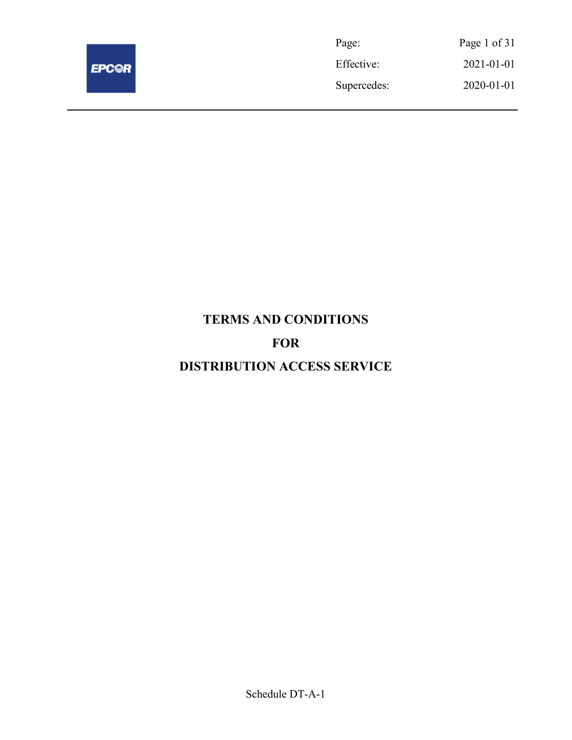| Page: | Page 1 of 31 |
|---|---|
| Effective: | 2021-01-01 |
| Supercedes: | 2020-01-01 |

# TERMS AND CONDITIONS

# FOR

# DISTRIBUTION ACCESS SERVICE

Schedule DT-A-1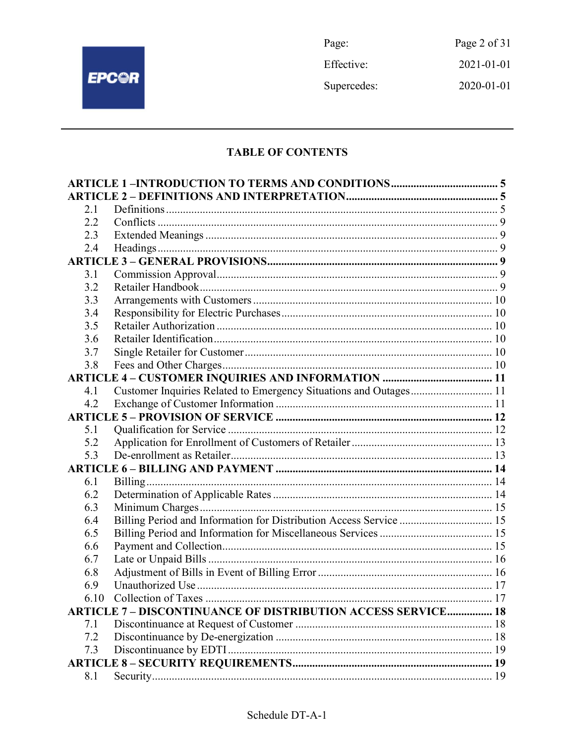## TABLE OF CONTENTS

**ARTICLE 1 –INTRODUCTION TO TERMS AND CONDITIONS ...................................... 5**

**ARTICLE 2 – DEFINITIONS AND INTERPRETATION ...................................................... 5**

- 2.1 Definitions ..................................................................................................... 5
- 2.2 Conflicts ........................................................................................................ 9
- 2.3 Extended Meanings ....................................................................................... 9
- 2.4 Headings ........................................................................................................ 9

**ARTICLE 3 – GENERAL PROVISIONS .................................................................................. 9**

- 3.1 Commission Approval .................................................................................... 9
- 3.2 Retailer Handbook ......................................................................................... 9
- 3.3 Arrangements with Customers ..................................................................... 10
- 3.4 Responsibility for Electric Purchases ........................................................... 10
- 3.5 Retailer Authorization .................................................................................. 10
- 3.6 Retailer Identification .................................................................................. 10
- 3.7 Single Retailer for Customer ........................................................................ 10
- 3.8 Fees and Other Charges ................................................................................ 10

**ARTICLE 4 – CUSTOMER INQUIRIES AND INFORMATION ........................................ 11**

- 4.1 Customer Inquiries Related to Emergency Situations and Outages ............. 11
- 4.2 Exchange of Customer Information ............................................................. 11

**ARTICLE 5 – PROVISION OF SERVICE ............................................................................. 12**

- 5.1 Qualification for Service .............................................................................. 12
- 5.2 Application for Enrollment of Customers of Retailer .................................. 13
- 5.3 De-enrollment as Retailer ............................................................................. 13

**ARTICLE 6 – BILLING AND PAYMENT ............................................................................. 14**

- 6.1 Billing ........................................................................................................... 14
- 6.2 Determination of Applicable Rates .............................................................. 14
- 6.3 Minimum Charges ........................................................................................ 15
- 6.4 Billing Period and Information for Distribution Access Service ................. 15
- 6.5 Billing Period and Information for Miscellaneous Services ........................ 15
- 6.6 Payment and Collection ................................................................................ 15
- 6.7 Late or Unpaid Bills ..................................................................................... 16
- 6.8 Adjustment of Bills in Event of Billing Error .............................................. 16
- 6.9 Unauthorized Use ......................................................................................... 17
- 6.10 Collection of Taxes ..................................................................................... 17

**ARTICLE 7 – DISCONTINUANCE OF DISTRIBUTION ACCESS SERVICE ................ 18**

- 7.1 Discontinuance at Request of Customer ...................................................... 18
- 7.2 Discontinuance by De-energization ............................................................. 18
- 7.3 Discontinuance by EDTI .............................................................................. 19

**ARTICLE 8 – SECURITY REQUIREMENTS ....................................................................... 19**

- 8.1 Security ........................................................................................................ 19

Schedule DT-A-1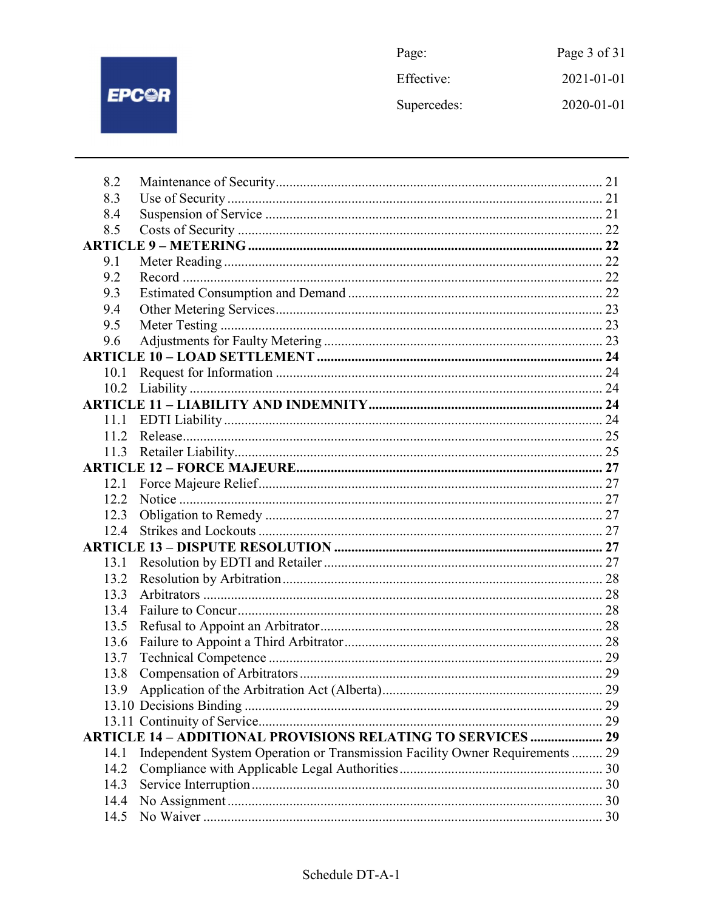| | | |
|---|---|---|
| 8.2 | Maintenance of Security | 21 |
| 8.3 | Use of Security | 21 |
| 8.4 | Suspension of Service | 21 |
| 8.5 | Costs of Security | 22 |
| **ARTICLE 9 – METERING** | | **22** |
| 9.1 | Meter Reading | 22 |
| 9.2 | Record | 22 |
| 9.3 | Estimated Consumption and Demand | 22 |
| 9.4 | Other Metering Services | 23 |
| 9.5 | Meter Testing | 23 |
| 9.6 | Adjustments for Faulty Metering | 23 |
| **ARTICLE 10 – LOAD SETTLEMENT** | | **24** |
| 10.1 | Request for Information | 24 |
| 10.2 | Liability | 24 |
| **ARTICLE 11 – LIABILITY AND INDEMNITY** | | **24** |
| 11.1 | EDTI Liability | 24 |
| 11.2 | Release | 25 |
| 11.3 | Retailer Liability | 25 |
| **ARTICLE 12 – FORCE MAJEURE** | | **27** |
| 12.1 | Force Majeure Relief | 27 |
| 12.2 | Notice | 27 |
| 12.3 | Obligation to Remedy | 27 |
| 12.4 | Strikes and Lockouts | 27 |
| **ARTICLE 13 – DISPUTE RESOLUTION** | | **27** |
| 13.1 | Resolution by EDTI and Retailer | 27 |
| 13.2 | Resolution by Arbitration | 28 |
| 13.3 | Arbitrators | 28 |
| 13.4 | Failure to Concur | 28 |
| 13.5 | Refusal to Appoint an Arbitrator | 28 |
| 13.6 | Failure to Appoint a Third Arbitrator | 28 |
| 13.7 | Technical Competence | 29 |
| 13.8 | Compensation of Arbitrators | 29 |
| 13.9 | Application of the Arbitration Act (Alberta) | 29 |
| 13.10 | Decisions Binding | 29 |
| 13.11 | Continuity of Service | 29 |
| **ARTICLE 14 – ADDITIONAL PROVISIONS RELATING TO SERVICES** | | **29** |
| 14.1 | Independent System Operation or Transmission Facility Owner Requirements | 29 |
| 14.2 | Compliance with Applicable Legal Authorities | 30 |
| 14.3 | Service Interruption | 30 |
| 14.4 | No Assignment | 30 |
| 14.5 | No Waiver | 30 |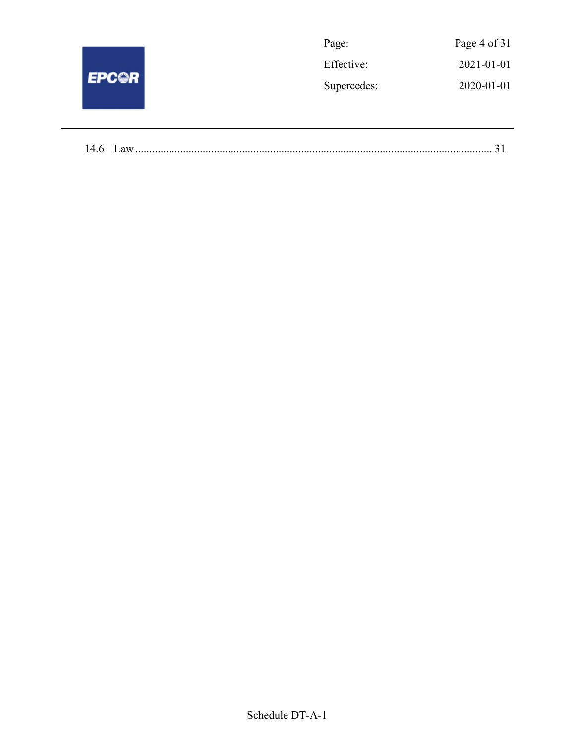14.6 Law ........................................................................................................................ 31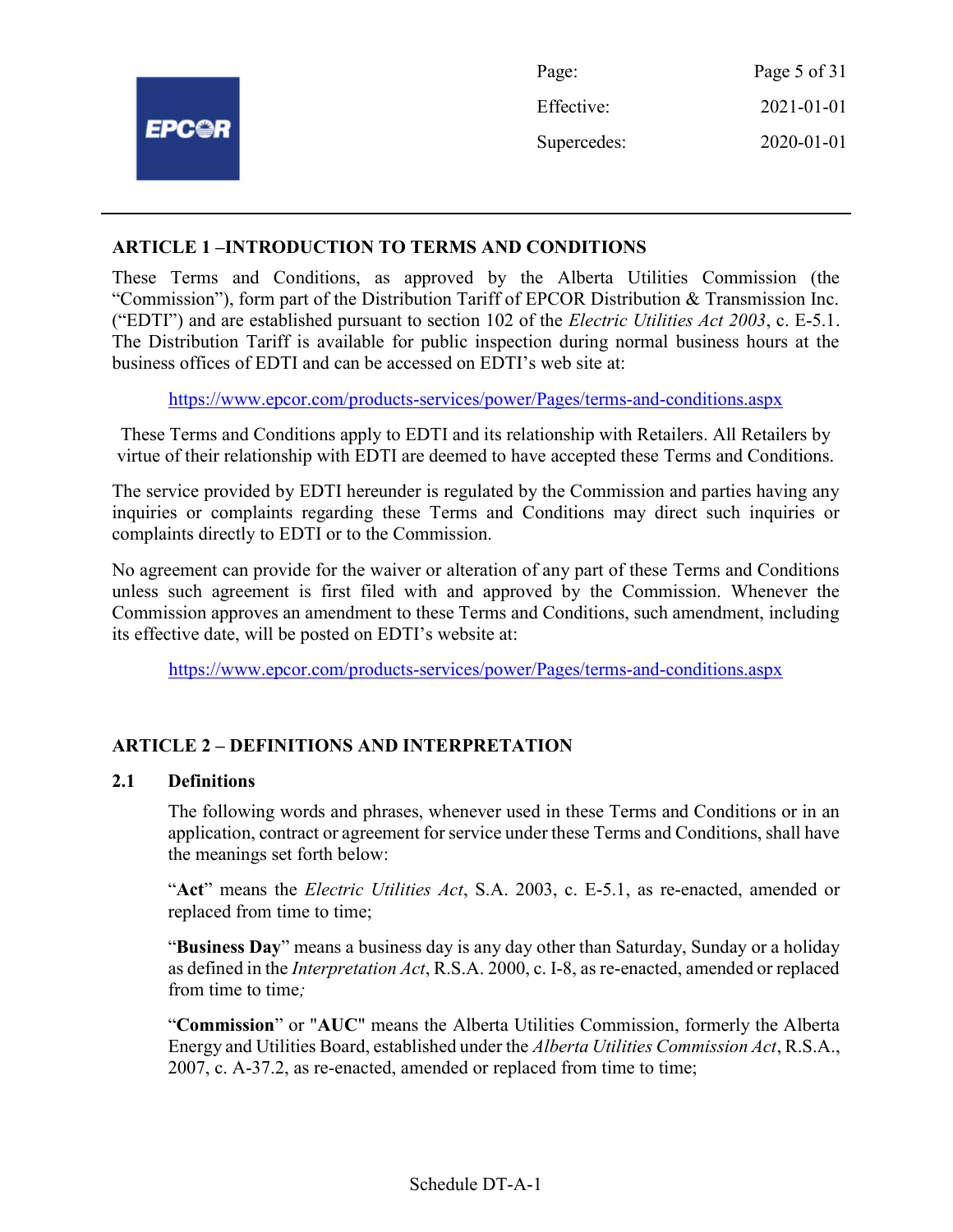## ARTICLE 1 –INTRODUCTION TO TERMS AND CONDITIONS

These Terms and Conditions, as approved by the Alberta Utilities Commission (the "Commission"), form part of the Distribution Tariff of EPCOR Distribution & Transmission Inc. ("EDTI") and are established pursuant to section 102 of the *Electric Utilities Act 2003*, c. E-5.1. The Distribution Tariff is available for public inspection during normal business hours at the business offices of EDTI and can be accessed on EDTI's web site at:

https://www.epcor.com/products-services/power/Pages/terms-and-conditions.aspx

These Terms and Conditions apply to EDTI and its relationship with Retailers. All Retailers by virtue of their relationship with EDTI are deemed to have accepted these Terms and Conditions.

The service provided by EDTI hereunder is regulated by the Commission and parties having any inquiries or complaints regarding these Terms and Conditions may direct such inquiries or complaints directly to EDTI or to the Commission.

No agreement can provide for the waiver or alteration of any part of these Terms and Conditions unless such agreement is first filed with and approved by the Commission. Whenever the Commission approves an amendment to these Terms and Conditions, such amendment, including its effective date, will be posted on EDTI's website at:

https://www.epcor.com/products-services/power/Pages/terms-and-conditions.aspx

## ARTICLE 2 – DEFINITIONS AND INTERPRETATION

### 2.1 Definitions

The following words and phrases, whenever used in these Terms and Conditions or in an application, contract or agreement for service under these Terms and Conditions, shall have the meanings set forth below:

"**Act**" means the *Electric Utilities Act*, S.A. 2003, c. E-5.1, as re-enacted, amended or replaced from time to time;

"**Business Day**" means a business day is any day other than Saturday, Sunday or a holiday as defined in the *Interpretation Act*, R.S.A. 2000, c. I-8, as re-enacted, amended or replaced from time to time;

"**Commission**" or "**AUC**" means the Alberta Utilities Commission, formerly the Alberta Energy and Utilities Board, established under the *Alberta Utilities Commission Act*, R.S.A., 2007, c. A-37.2, as re-enacted, amended or replaced from time to time;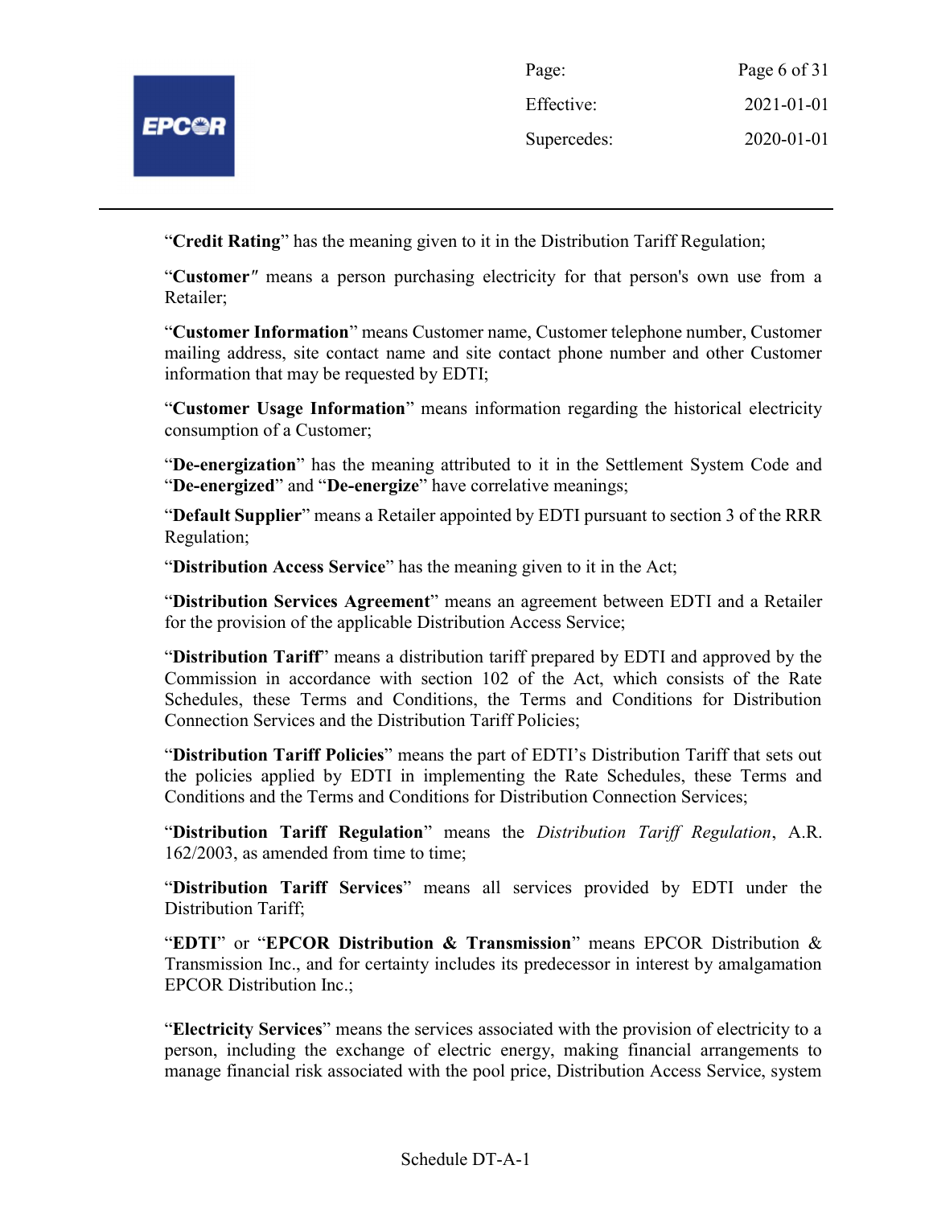"**Credit Rating**" has the meaning given to it in the Distribution Tariff Regulation;

"**Customer**" means a person purchasing electricity for that person's own use from a Retailer;

"**Customer Information**" means Customer name, Customer telephone number, Customer mailing address, site contact name and site contact phone number and other Customer information that may be requested by EDTI;

"**Customer Usage Information**" means information regarding the historical electricity consumption of a Customer;

"**De-energization**" has the meaning attributed to it in the Settlement System Code and "**De-energized**" and "**De-energize**" have correlative meanings;

"**Default Supplier**" means a Retailer appointed by EDTI pursuant to section 3 of the RRR Regulation;

"**Distribution Access Service**" has the meaning given to it in the Act;

"**Distribution Services Agreement**" means an agreement between EDTI and a Retailer for the provision of the applicable Distribution Access Service;

"**Distribution Tariff**" means a distribution tariff prepared by EDTI and approved by the Commission in accordance with section 102 of the Act, which consists of the Rate Schedules, these Terms and Conditions, the Terms and Conditions for Distribution Connection Services and the Distribution Tariff Policies;

"**Distribution Tariff Policies**" means the part of EDTI's Distribution Tariff that sets out the policies applied by EDTI in implementing the Rate Schedules, these Terms and Conditions and the Terms and Conditions for Distribution Connection Services;

"**Distribution Tariff Regulation**" means the *Distribution Tariff Regulation*, A.R. 162/2003, as amended from time to time;

"**Distribution Tariff Services**" means all services provided by EDTI under the Distribution Tariff;

"**EDTI**" or "**EPCOR Distribution & Transmission**" means EPCOR Distribution & Transmission Inc., and for certainty includes its predecessor in interest by amalgamation EPCOR Distribution Inc.;

"**Electricity Services**" means the services associated with the provision of electricity to a person, including the exchange of electric energy, making financial arrangements to manage financial risk associated with the pool price, Distribution Access Service, system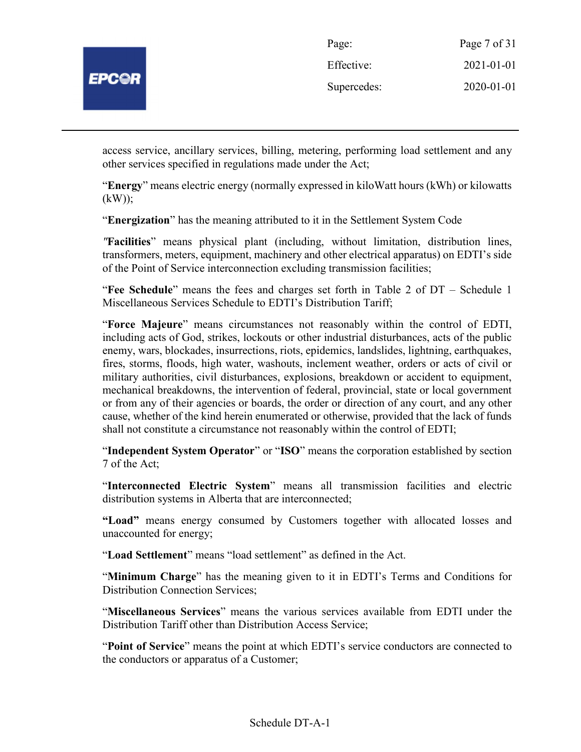access service, ancillary services, billing, metering, performing load settlement and any other services specified in regulations made under the Act;

"**Energy**" means electric energy (normally expressed in kiloWatt hours (kWh) or kilowatts (kW));

"**Energization**" has the meaning attributed to it in the Settlement System Code

″**Facilities**" means physical plant (including, without limitation, distribution lines, transformers, meters, equipment, machinery and other electrical apparatus) on EDTI's side of the Point of Service interconnection excluding transmission facilities;

"**Fee Schedule**" means the fees and charges set forth in Table 2 of DT – Schedule 1 Miscellaneous Services Schedule to EDTI's Distribution Tariff;

"**Force Majeure**" means circumstances not reasonably within the control of EDTI, including acts of God, strikes, lockouts or other industrial disturbances, acts of the public enemy, wars, blockades, insurrections, riots, epidemics, landslides, lightning, earthquakes, fires, storms, floods, high water, washouts, inclement weather, orders or acts of civil or military authorities, civil disturbances, explosions, breakdown or accident to equipment, mechanical breakdowns, the intervention of federal, provincial, state or local government or from any of their agencies or boards, the order or direction of any court, and any other cause, whether of the kind herein enumerated or otherwise, provided that the lack of funds shall not constitute a circumstance not reasonably within the control of EDTI;

"**Independent System Operator**" or "**ISO**" means the corporation established by section 7 of the Act;

"**Interconnected Electric System**" means all transmission facilities and electric distribution systems in Alberta that are interconnected;

**"Load"** means energy consumed by Customers together with allocated losses and unaccounted for energy;

"**Load Settlement**" means "load settlement" as defined in the Act.

"**Minimum Charge**" has the meaning given to it in EDTI's Terms and Conditions for Distribution Connection Services;

"**Miscellaneous Services**" means the various services available from EDTI under the Distribution Tariff other than Distribution Access Service;

"**Point of Service**" means the point at which EDTI's service conductors are connected to the conductors or apparatus of a Customer;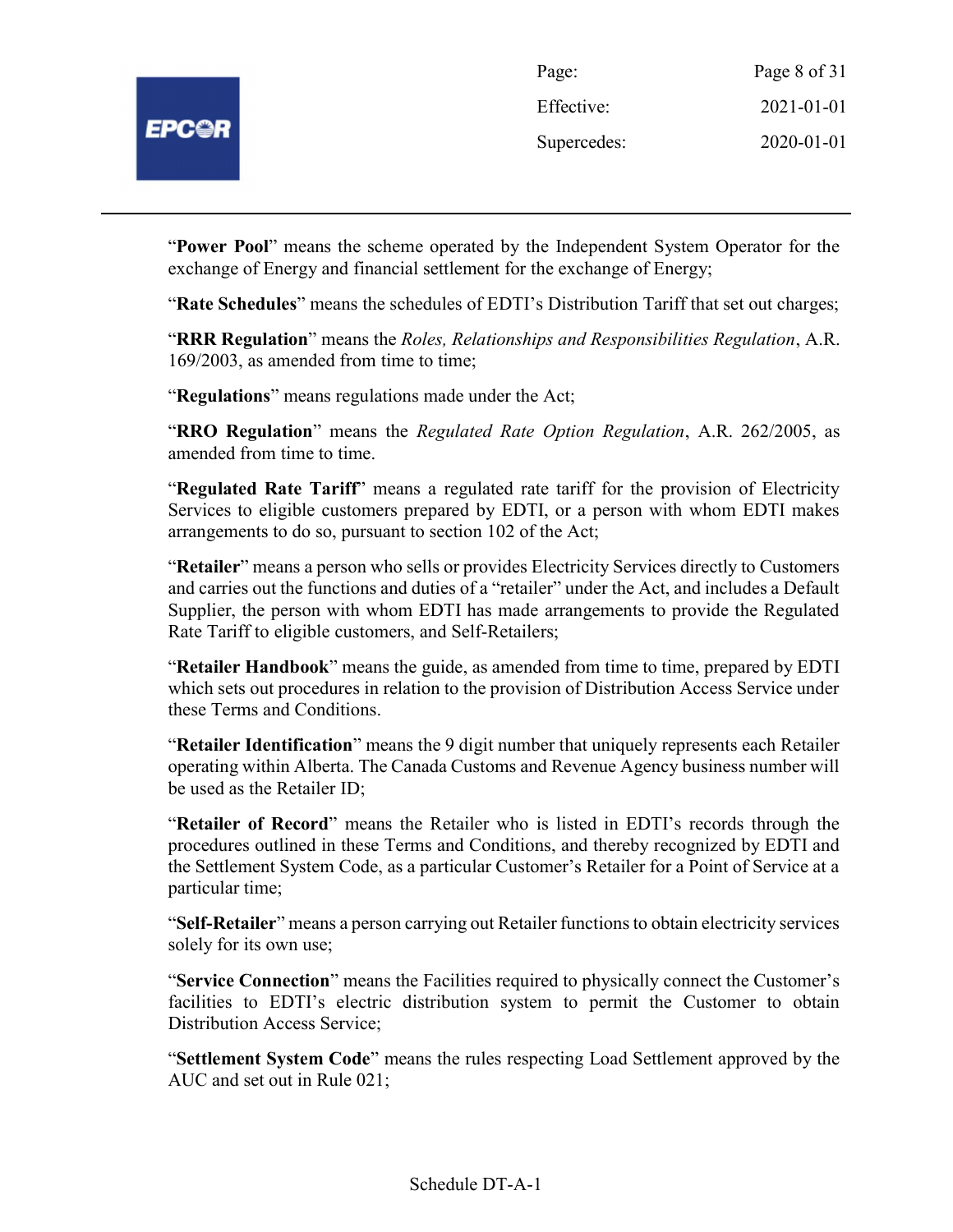"**Power Pool**" means the scheme operated by the Independent System Operator for the exchange of Energy and financial settlement for the exchange of Energy;

"**Rate Schedules**" means the schedules of EDTI's Distribution Tariff that set out charges;

"**RRR Regulation**" means the *Roles, Relationships and Responsibilities Regulation*, A.R. 169/2003, as amended from time to time;

"**Regulations**" means regulations made under the Act;

"**RRO Regulation**" means the *Regulated Rate Option Regulation*, A.R. 262/2005, as amended from time to time.

"**Regulated Rate Tariff**" means a regulated rate tariff for the provision of Electricity Services to eligible customers prepared by EDTI, or a person with whom EDTI makes arrangements to do so, pursuant to section 102 of the Act;

"**Retailer**" means a person who sells or provides Electricity Services directly to Customers and carries out the functions and duties of a "retailer" under the Act, and includes a Default Supplier, the person with whom EDTI has made arrangements to provide the Regulated Rate Tariff to eligible customers, and Self-Retailers;

"**Retailer Handbook**" means the guide, as amended from time to time, prepared by EDTI which sets out procedures in relation to the provision of Distribution Access Service under these Terms and Conditions.

"**Retailer Identification**" means the 9 digit number that uniquely represents each Retailer operating within Alberta. The Canada Customs and Revenue Agency business number will be used as the Retailer ID;

"**Retailer of Record**" means the Retailer who is listed in EDTI's records through the procedures outlined in these Terms and Conditions, and thereby recognized by EDTI and the Settlement System Code, as a particular Customer's Retailer for a Point of Service at a particular time;

"**Self-Retailer**" means a person carrying out Retailer functions to obtain electricity services solely for its own use;

"**Service Connection**" means the Facilities required to physically connect the Customer's facilities to EDTI's electric distribution system to permit the Customer to obtain Distribution Access Service;

"**Settlement System Code**" means the rules respecting Load Settlement approved by the AUC and set out in Rule 021;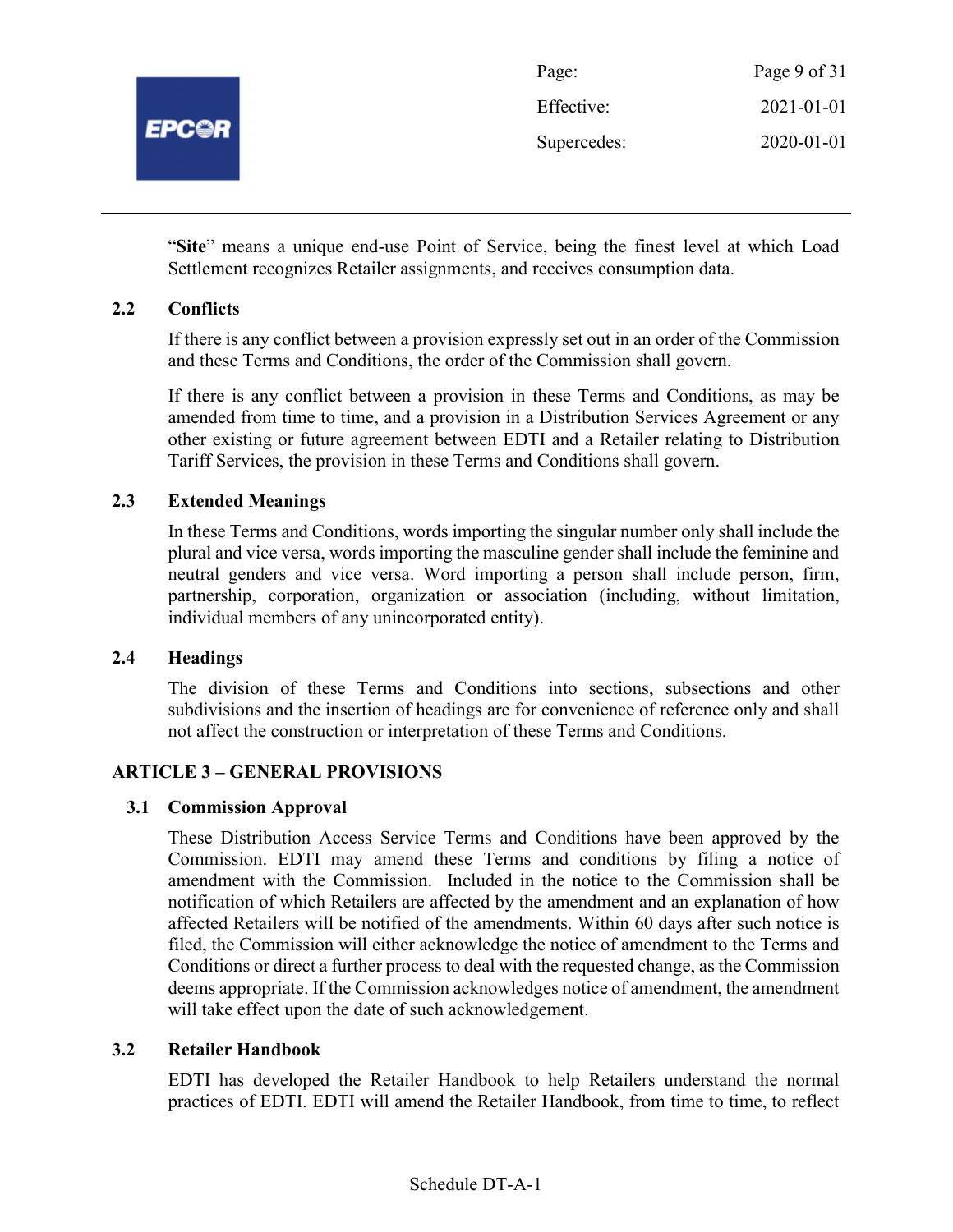"**Site**" means a unique end-use Point of Service, being the finest level at which Load Settlement recognizes Retailer assignments, and receives consumption data.

### 2.2 Conflicts

If there is any conflict between a provision expressly set out in an order of the Commission and these Terms and Conditions, the order of the Commission shall govern.

If there is any conflict between a provision in these Terms and Conditions, as may be amended from time to time, and a provision in a Distribution Services Agreement or any other existing or future agreement between EDTI and a Retailer relating to Distribution Tariff Services, the provision in these Terms and Conditions shall govern.

### 2.3 Extended Meanings

In these Terms and Conditions, words importing the singular number only shall include the plural and vice versa, words importing the masculine gender shall include the feminine and neutral genders and vice versa. Word importing a person shall include person, firm, partnership, corporation, organization or association (including, without limitation, individual members of any unincorporated entity).

### 2.4 Headings

The division of these Terms and Conditions into sections, subsections and other subdivisions and the insertion of headings are for convenience of reference only and shall not affect the construction or interpretation of these Terms and Conditions.

## ARTICLE 3 – GENERAL PROVISIONS

### 3.1 Commission Approval

These Distribution Access Service Terms and Conditions have been approved by the Commission. EDTI may amend these Terms and conditions by filing a notice of amendment with the Commission. Included in the notice to the Commission shall be notification of which Retailers are affected by the amendment and an explanation of how affected Retailers will be notified of the amendments. Within 60 days after such notice is filed, the Commission will either acknowledge the notice of amendment to the Terms and Conditions or direct a further process to deal with the requested change, as the Commission deems appropriate. If the Commission acknowledges notice of amendment, the amendment will take effect upon the date of such acknowledgement.

### 3.2 Retailer Handbook

EDTI has developed the Retailer Handbook to help Retailers understand the normal practices of EDTI. EDTI will amend the Retailer Handbook, from time to time, to reflect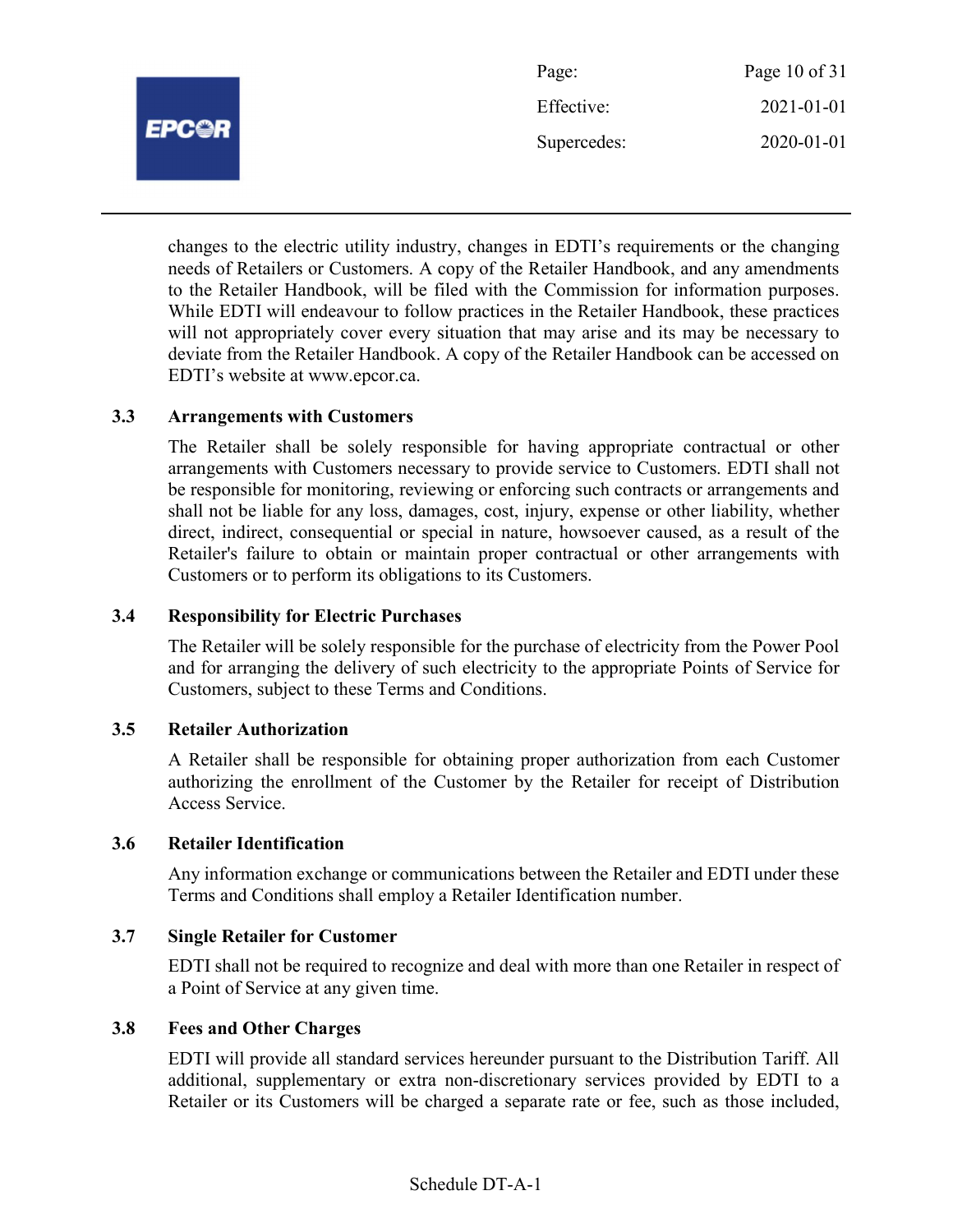changes to the electric utility industry, changes in EDTI's requirements or the changing needs of Retailers or Customers. A copy of the Retailer Handbook, and any amendments to the Retailer Handbook, will be filed with the Commission for information purposes. While EDTI will endeavour to follow practices in the Retailer Handbook, these practices will not appropriately cover every situation that may arise and its may be necessary to deviate from the Retailer Handbook. A copy of the Retailer Handbook can be accessed on EDTI's website at www.epcor.ca.

### 3.3 Arrangements with Customers

The Retailer shall be solely responsible for having appropriate contractual or other arrangements with Customers necessary to provide service to Customers. EDTI shall not be responsible for monitoring, reviewing or enforcing such contracts or arrangements and shall not be liable for any loss, damages, cost, injury, expense or other liability, whether direct, indirect, consequential or special in nature, howsoever caused, as a result of the Retailer's failure to obtain or maintain proper contractual or other arrangements with Customers or to perform its obligations to its Customers.

### 3.4 Responsibility for Electric Purchases

The Retailer will be solely responsible for the purchase of electricity from the Power Pool and for arranging the delivery of such electricity to the appropriate Points of Service for Customers, subject to these Terms and Conditions.

### 3.5 Retailer Authorization

A Retailer shall be responsible for obtaining proper authorization from each Customer authorizing the enrollment of the Customer by the Retailer for receipt of Distribution Access Service.

### 3.6 Retailer Identification

Any information exchange or communications between the Retailer and EDTI under these Terms and Conditions shall employ a Retailer Identification number.

### 3.7 Single Retailer for Customer

EDTI shall not be required to recognize and deal with more than one Retailer in respect of a Point of Service at any given time.

### 3.8 Fees and Other Charges

EDTI will provide all standard services hereunder pursuant to the Distribution Tariff. All additional, supplementary or extra non-discretionary services provided by EDTI to a Retailer or its Customers will be charged a separate rate or fee, such as those included,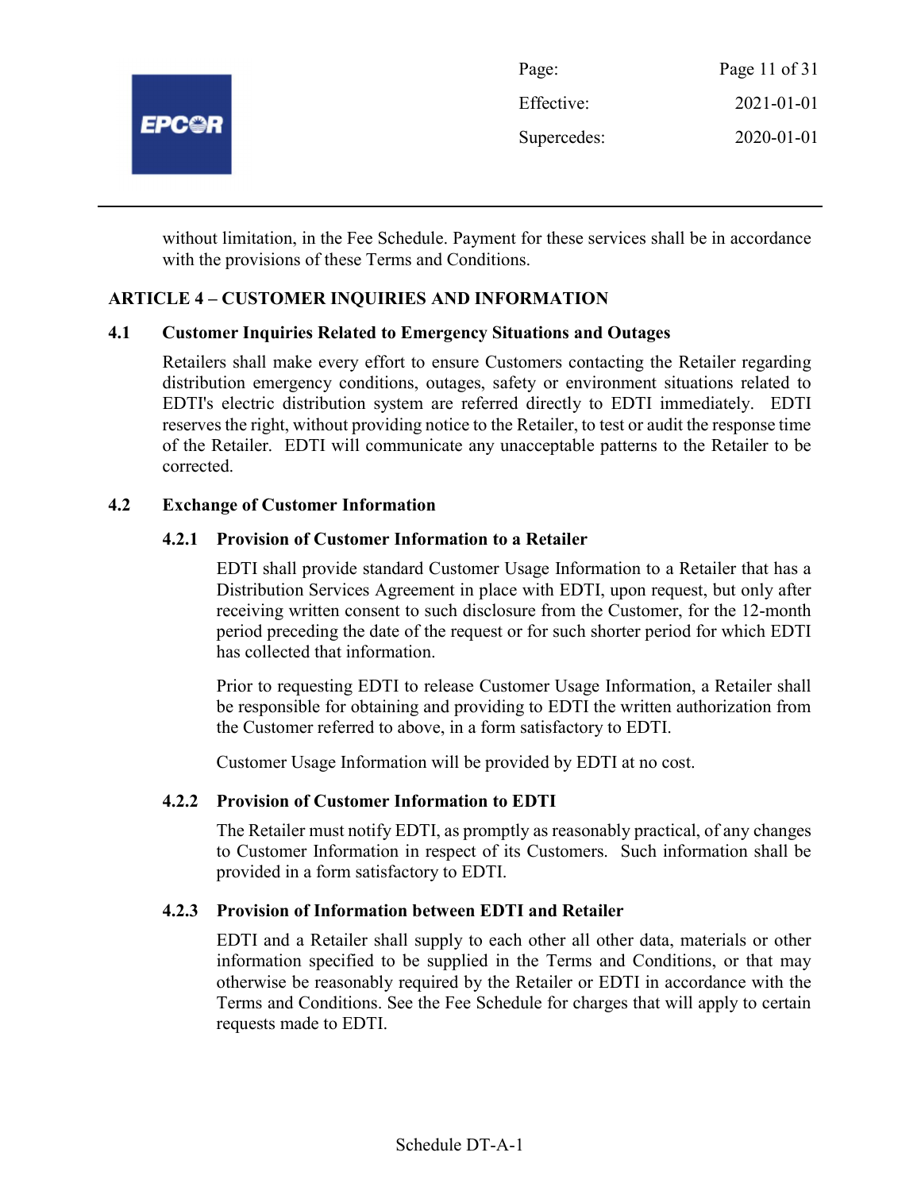without limitation, in the Fee Schedule. Payment for these services shall be in accordance with the provisions of these Terms and Conditions.

## ARTICLE 4 – CUSTOMER INQUIRIES AND INFORMATION

### 4.1 Customer Inquiries Related to Emergency Situations and Outages

Retailers shall make every effort to ensure Customers contacting the Retailer regarding distribution emergency conditions, outages, safety or environment situations related to EDTI's electric distribution system are referred directly to EDTI immediately. EDTI reserves the right, without providing notice to the Retailer, to test or audit the response time of the Retailer. EDTI will communicate any unacceptable patterns to the Retailer to be corrected.

### 4.2 Exchange of Customer Information

#### 4.2.1 Provision of Customer Information to a Retailer

EDTI shall provide standard Customer Usage Information to a Retailer that has a Distribution Services Agreement in place with EDTI, upon request, but only after receiving written consent to such disclosure from the Customer, for the 12-month period preceding the date of the request or for such shorter period for which EDTI has collected that information.

Prior to requesting EDTI to release Customer Usage Information, a Retailer shall be responsible for obtaining and providing to EDTI the written authorization from the Customer referred to above, in a form satisfactory to EDTI.

Customer Usage Information will be provided by EDTI at no cost.

#### 4.2.2 Provision of Customer Information to EDTI

The Retailer must notify EDTI, as promptly as reasonably practical, of any changes to Customer Information in respect of its Customers. Such information shall be provided in a form satisfactory to EDTI.

#### 4.2.3 Provision of Information between EDTI and Retailer

EDTI and a Retailer shall supply to each other all other data, materials or other information specified to be supplied in the Terms and Conditions, or that may otherwise be reasonably required by the Retailer or EDTI in accordance with the Terms and Conditions. See the Fee Schedule for charges that will apply to certain requests made to EDTI.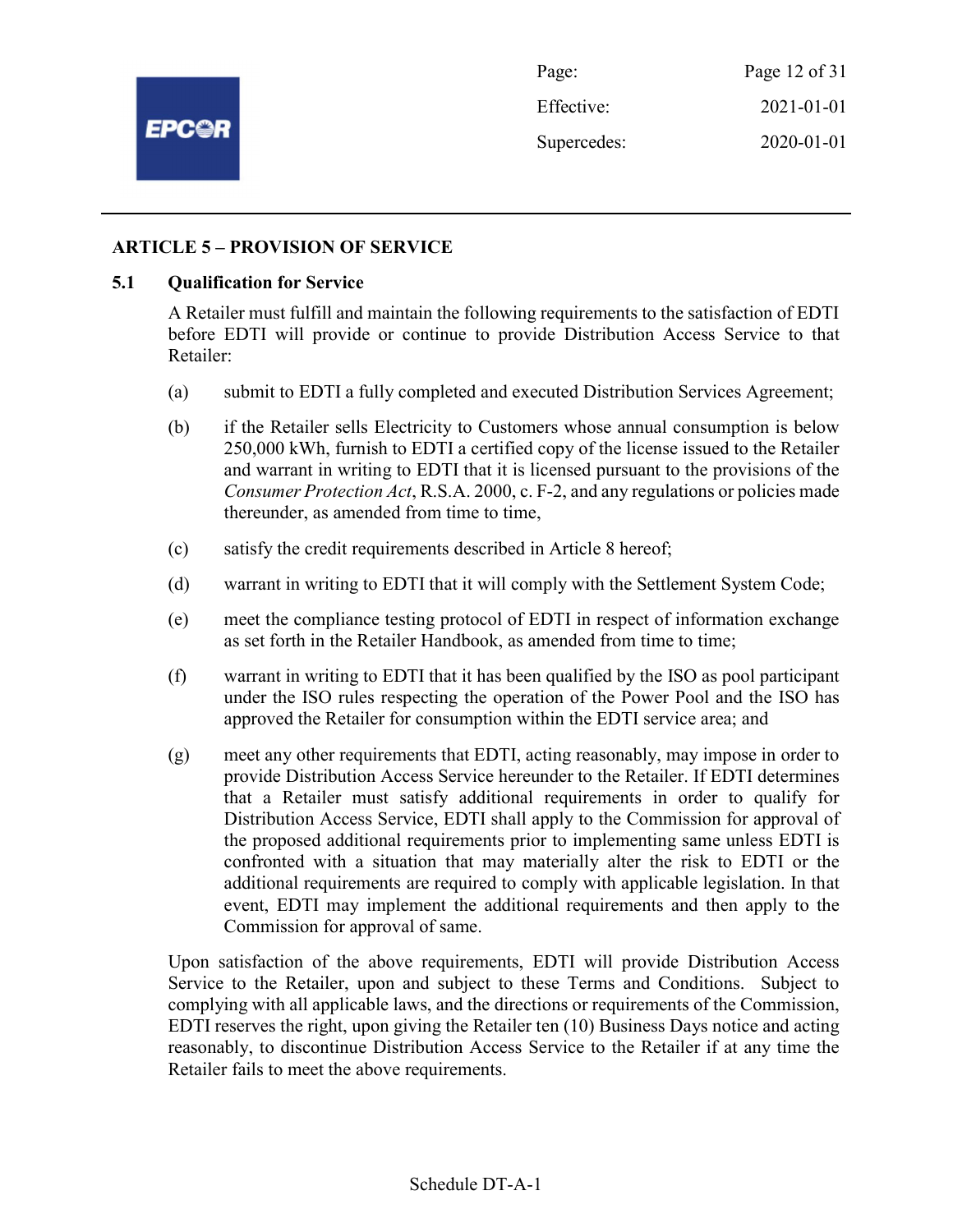## ARTICLE 5 – PROVISION OF SERVICE

### 5.1 Qualification for Service

A Retailer must fulfill and maintain the following requirements to the satisfaction of EDTI before EDTI will provide or continue to provide Distribution Access Service to that Retailer:

(a) submit to EDTI a fully completed and executed Distribution Services Agreement;

(b) if the Retailer sells Electricity to Customers whose annual consumption is below 250,000 kWh, furnish to EDTI a certified copy of the license issued to the Retailer and warrant in writing to EDTI that it is licensed pursuant to the provisions of the *Consumer Protection Act*, R.S.A. 2000, c. F-2, and any regulations or policies made thereunder, as amended from time to time,

(c) satisfy the credit requirements described in Article 8 hereof;

(d) warrant in writing to EDTI that it will comply with the Settlement System Code;

(e) meet the compliance testing protocol of EDTI in respect of information exchange as set forth in the Retailer Handbook, as amended from time to time;

(f) warrant in writing to EDTI that it has been qualified by the ISO as pool participant under the ISO rules respecting the operation of the Power Pool and the ISO has approved the Retailer for consumption within the EDTI service area; and

(g) meet any other requirements that EDTI, acting reasonably, may impose in order to provide Distribution Access Service hereunder to the Retailer. If EDTI determines that a Retailer must satisfy additional requirements in order to qualify for Distribution Access Service, EDTI shall apply to the Commission for approval of the proposed additional requirements prior to implementing same unless EDTI is confronted with a situation that may materially alter the risk to EDTI or the additional requirements are required to comply with applicable legislation. In that event, EDTI may implement the additional requirements and then apply to the Commission for approval of same.

Upon satisfaction of the above requirements, EDTI will provide Distribution Access Service to the Retailer, upon and subject to these Terms and Conditions. Subject to complying with all applicable laws, and the directions or requirements of the Commission, EDTI reserves the right, upon giving the Retailer ten (10) Business Days notice and acting reasonably, to discontinue Distribution Access Service to the Retailer if at any time the Retailer fails to meet the above requirements.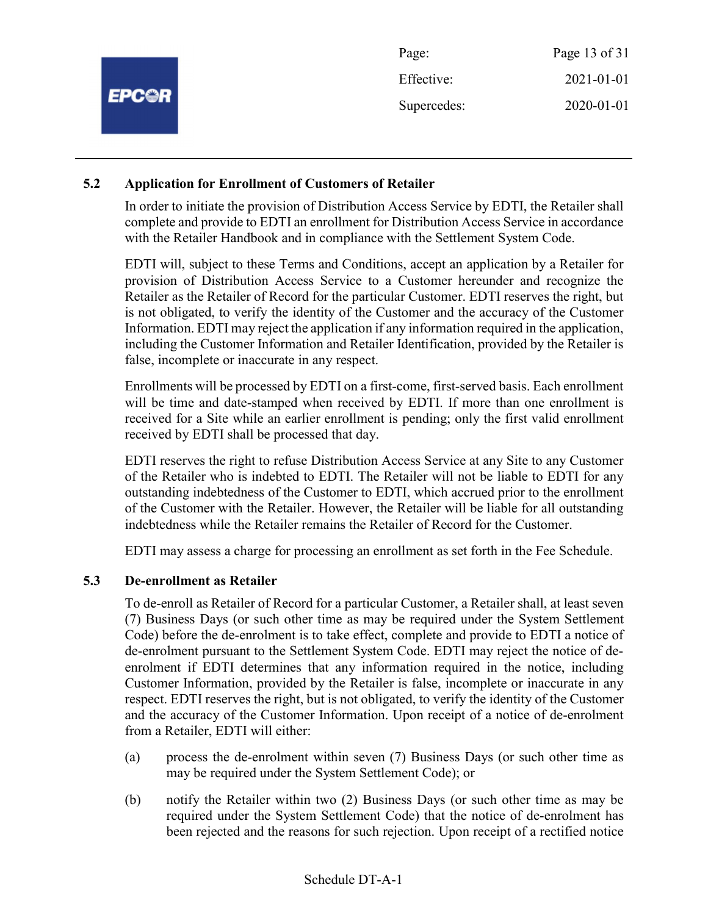### 5.2 Application for Enrollment of Customers of Retailer

In order to initiate the provision of Distribution Access Service by EDTI, the Retailer shall complete and provide to EDTI an enrollment for Distribution Access Service in accordance with the Retailer Handbook and in compliance with the Settlement System Code.

EDTI will, subject to these Terms and Conditions, accept an application by a Retailer for provision of Distribution Access Service to a Customer hereunder and recognize the Retailer as the Retailer of Record for the particular Customer. EDTI reserves the right, but is not obligated, to verify the identity of the Customer and the accuracy of the Customer Information. EDTI may reject the application if any information required in the application, including the Customer Information and Retailer Identification, provided by the Retailer is false, incomplete or inaccurate in any respect.

Enrollments will be processed by EDTI on a first-come, first-served basis. Each enrollment will be time and date-stamped when received by EDTI. If more than one enrollment is received for a Site while an earlier enrollment is pending; only the first valid enrollment received by EDTI shall be processed that day.

EDTI reserves the right to refuse Distribution Access Service at any Site to any Customer of the Retailer who is indebted to EDTI. The Retailer will not be liable to EDTI for any outstanding indebtedness of the Customer to EDTI, which accrued prior to the enrollment of the Customer with the Retailer. However, the Retailer will be liable for all outstanding indebtedness while the Retailer remains the Retailer of Record for the Customer.

EDTI may assess a charge for processing an enrollment as set forth in the Fee Schedule.

### 5.3 De-enrollment as Retailer

To de-enroll as Retailer of Record for a particular Customer, a Retailer shall, at least seven (7) Business Days (or such other time as may be required under the System Settlement Code) before the de-enrolment is to take effect, complete and provide to EDTI a notice of de-enrolment pursuant to the Settlement System Code. EDTI may reject the notice of de-enrolment if EDTI determines that any information required in the notice, including Customer Information, provided by the Retailer is false, incomplete or inaccurate in any respect. EDTI reserves the right, but is not obligated, to verify the identity of the Customer and the accuracy of the Customer Information. Upon receipt of a notice of de-enrolment from a Retailer, EDTI will either:

(a) process the de-enrolment within seven (7) Business Days (or such other time as may be required under the System Settlement Code); or

(b) notify the Retailer within two (2) Business Days (or such other time as may be required under the System Settlement Code) that the notice of de-enrolment has been rejected and the reasons for such rejection. Upon receipt of a rectified notice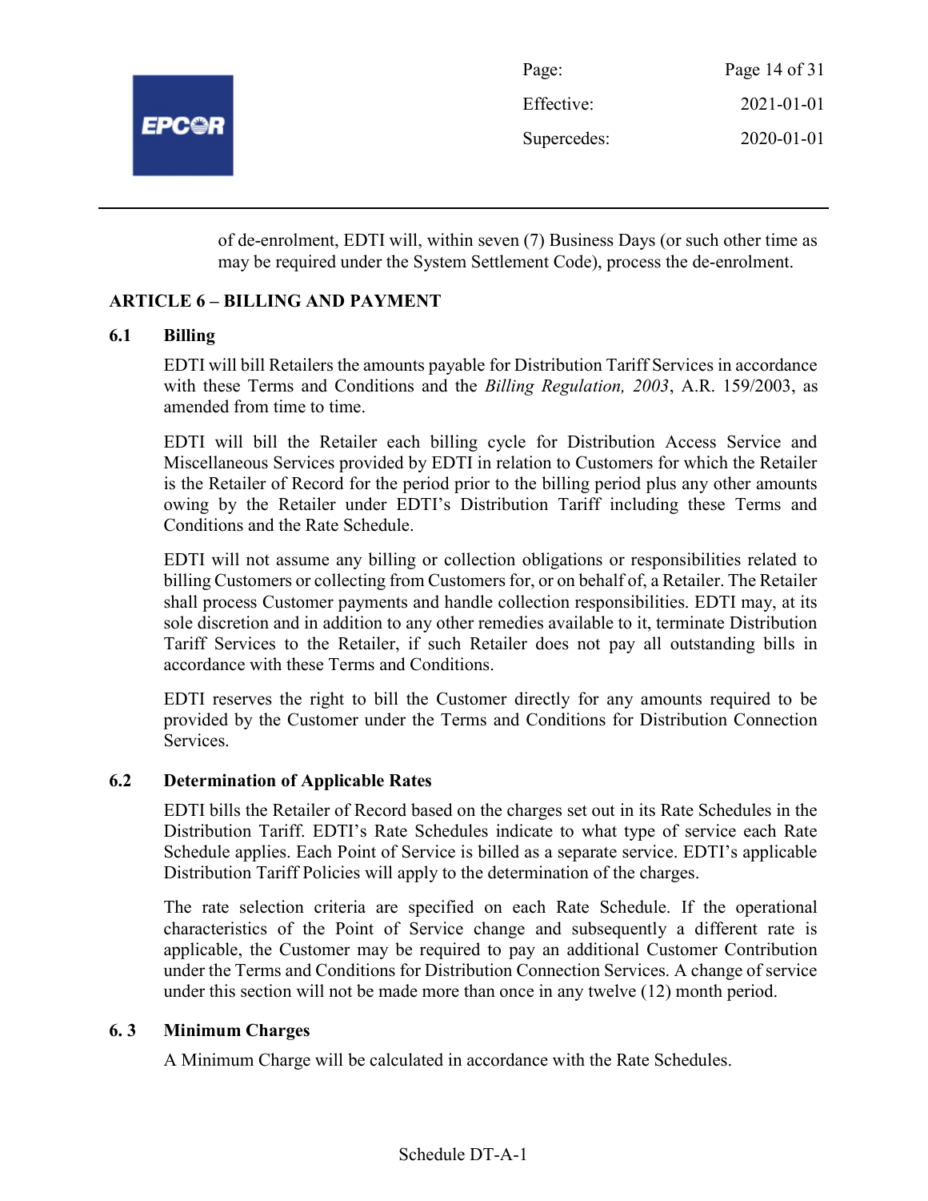of de-enrolment, EDTI will, within seven (7) Business Days (or such other time as may be required under the System Settlement Code), process the de-enrolment.

## ARTICLE 6 – BILLING AND PAYMENT

### 6.1 Billing

EDTI will bill Retailers the amounts payable for Distribution Tariff Services in accordance with these Terms and Conditions and the *Billing Regulation, 2003*, A.R. 159/2003, as amended from time to time.

EDTI will bill the Retailer each billing cycle for Distribution Access Service and Miscellaneous Services provided by EDTI in relation to Customers for which the Retailer is the Retailer of Record for the period prior to the billing period plus any other amounts owing by the Retailer under EDTI's Distribution Tariff including these Terms and Conditions and the Rate Schedule.

EDTI will not assume any billing or collection obligations or responsibilities related to billing Customers or collecting from Customers for, or on behalf of, a Retailer. The Retailer shall process Customer payments and handle collection responsibilities. EDTI may, at its sole discretion and in addition to any other remedies available to it, terminate Distribution Tariff Services to the Retailer, if such Retailer does not pay all outstanding bills in accordance with these Terms and Conditions.

EDTI reserves the right to bill the Customer directly for any amounts required to be provided by the Customer under the Terms and Conditions for Distribution Connection Services.

### 6.2 Determination of Applicable Rates

EDTI bills the Retailer of Record based on the charges set out in its Rate Schedules in the Distribution Tariff. EDTI's Rate Schedules indicate to what type of service each Rate Schedule applies. Each Point of Service is billed as a separate service. EDTI's applicable Distribution Tariff Policies will apply to the determination of the charges.

The rate selection criteria are specified on each Rate Schedule. If the operational characteristics of the Point of Service change and subsequently a different rate is applicable, the Customer may be required to pay an additional Customer Contribution under the Terms and Conditions for Distribution Connection Services. A change of service under this section will not be made more than once in any twelve (12) month period.

### 6. 3 Minimum Charges

A Minimum Charge will be calculated in accordance with the Rate Schedules.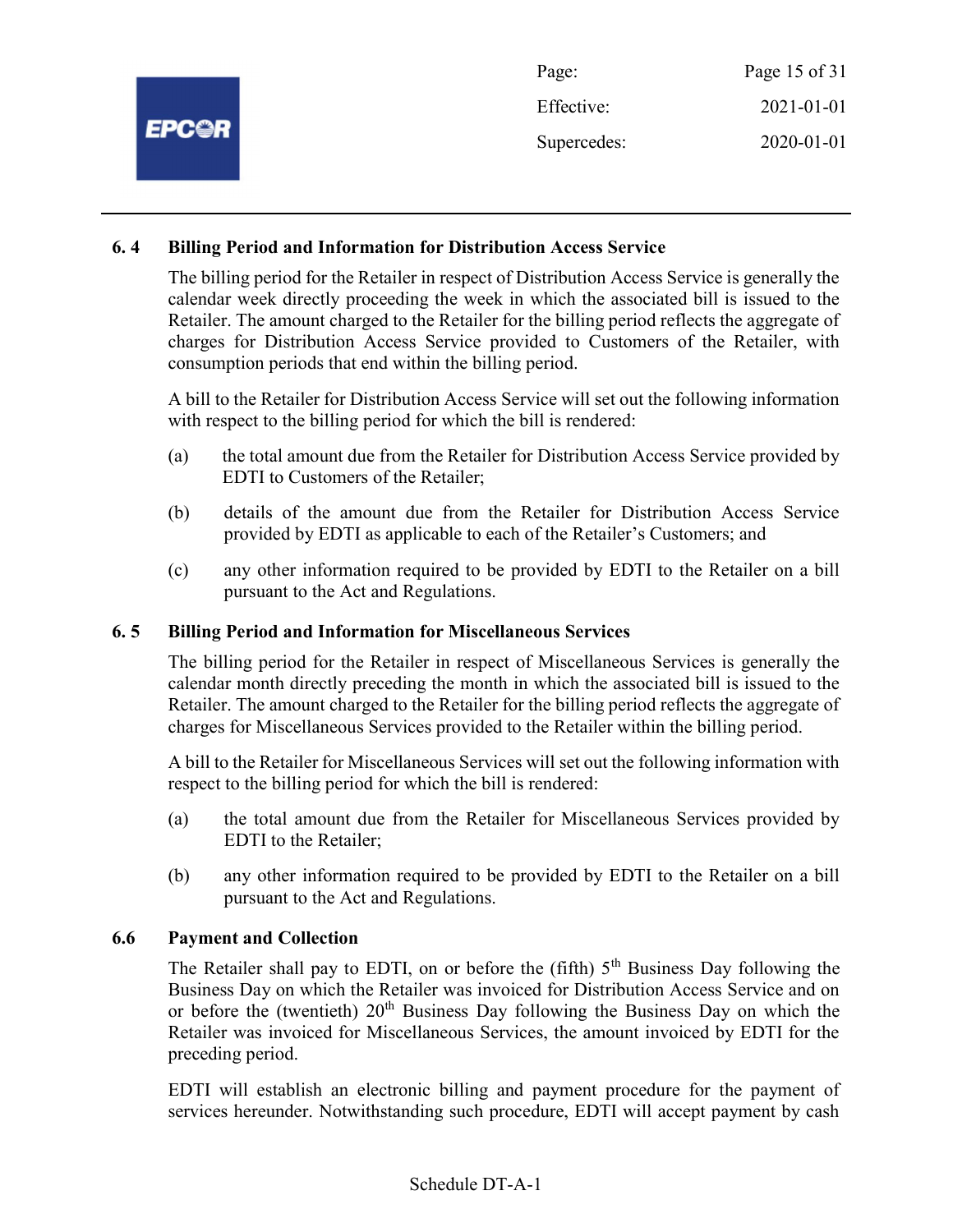## 6. 4 Billing Period and Information for Distribution Access Service

The billing period for the Retailer in respect of Distribution Access Service is generally the calendar week directly proceeding the week in which the associated bill is issued to the Retailer. The amount charged to the Retailer for the billing period reflects the aggregate of charges for Distribution Access Service provided to Customers of the Retailer, with consumption periods that end within the billing period.

A bill to the Retailer for Distribution Access Service will set out the following information with respect to the billing period for which the bill is rendered:

(a) the total amount due from the Retailer for Distribution Access Service provided by EDTI to Customers of the Retailer;

(b) details of the amount due from the Retailer for Distribution Access Service provided by EDTI as applicable to each of the Retailer's Customers; and

(c) any other information required to be provided by EDTI to the Retailer on a bill pursuant to the Act and Regulations.

## 6. 5 Billing Period and Information for Miscellaneous Services

The billing period for the Retailer in respect of Miscellaneous Services is generally the calendar month directly preceding the month in which the associated bill is issued to the Retailer. The amount charged to the Retailer for the billing period reflects the aggregate of charges for Miscellaneous Services provided to the Retailer within the billing period.

A bill to the Retailer for Miscellaneous Services will set out the following information with respect to the billing period for which the bill is rendered:

(a) the total amount due from the Retailer for Miscellaneous Services provided by EDTI to the Retailer;

(b) any other information required to be provided by EDTI to the Retailer on a bill pursuant to the Act and Regulations.

## 6.6 Payment and Collection

The Retailer shall pay to EDTI, on or before the (fifth) 5th Business Day following the Business Day on which the Retailer was invoiced for Distribution Access Service and on or before the (twentieth) 20th Business Day following the Business Day on which the Retailer was invoiced for Miscellaneous Services, the amount invoiced by EDTI for the preceding period.

EDTI will establish an electronic billing and payment procedure for the payment of services hereunder. Notwithstanding such procedure, EDTI will accept payment by cash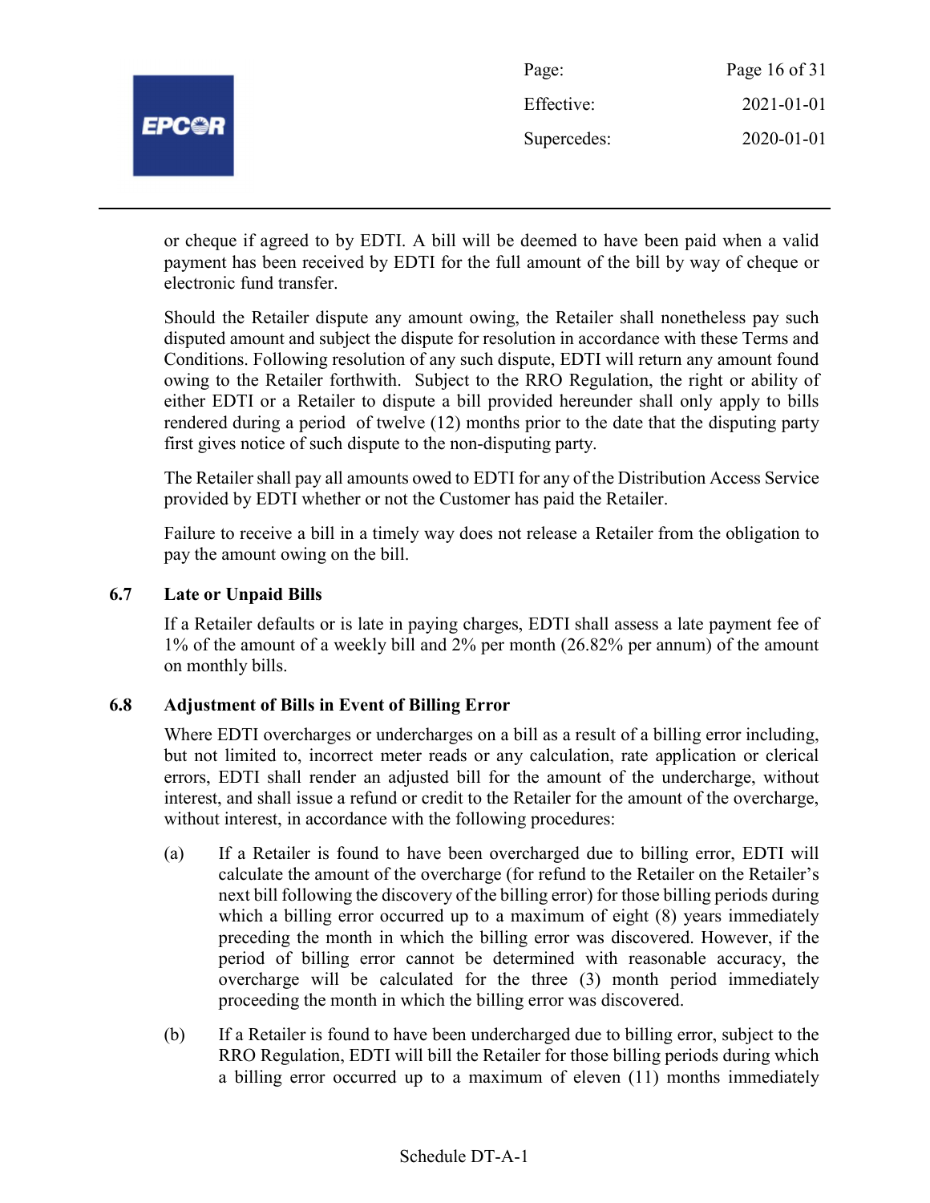or cheque if agreed to by EDTI. A bill will be deemed to have been paid when a valid payment has been received by EDTI for the full amount of the bill by way of cheque or electronic fund transfer.

Should the Retailer dispute any amount owing, the Retailer shall nonetheless pay such disputed amount and subject the dispute for resolution in accordance with these Terms and Conditions. Following resolution of any such dispute, EDTI will return any amount found owing to the Retailer forthwith. Subject to the RRO Regulation, the right or ability of either EDTI or a Retailer to dispute a bill provided hereunder shall only apply to bills rendered during a period of twelve (12) months prior to the date that the disputing party first gives notice of such dispute to the non-disputing party.

The Retailer shall pay all amounts owed to EDTI for any of the Distribution Access Service provided by EDTI whether or not the Customer has paid the Retailer.

Failure to receive a bill in a timely way does not release a Retailer from the obligation to pay the amount owing on the bill.

### 6.7 Late or Unpaid Bills

If a Retailer defaults or is late in paying charges, EDTI shall assess a late payment fee of 1% of the amount of a weekly bill and 2% per month (26.82% per annum) of the amount on monthly bills.

### 6.8 Adjustment of Bills in Event of Billing Error

Where EDTI overcharges or undercharges on a bill as a result of a billing error including, but not limited to, incorrect meter reads or any calculation, rate application or clerical errors, EDTI shall render an adjusted bill for the amount of the undercharge, without interest, and shall issue a refund or credit to the Retailer for the amount of the overcharge, without interest, in accordance with the following procedures:

(a) If a Retailer is found to have been overcharged due to billing error, EDTI will calculate the amount of the overcharge (for refund to the Retailer on the Retailer's next bill following the discovery of the billing error) for those billing periods during which a billing error occurred up to a maximum of eight (8) years immediately preceding the month in which the billing error was discovered. However, if the period of billing error cannot be determined with reasonable accuracy, the overcharge will be calculated for the three (3) month period immediately proceeding the month in which the billing error was discovered.

(b) If a Retailer is found to have been undercharged due to billing error, subject to the RRO Regulation, EDTI will bill the Retailer for those billing periods during which a billing error occurred up to a maximum of eleven (11) months immediately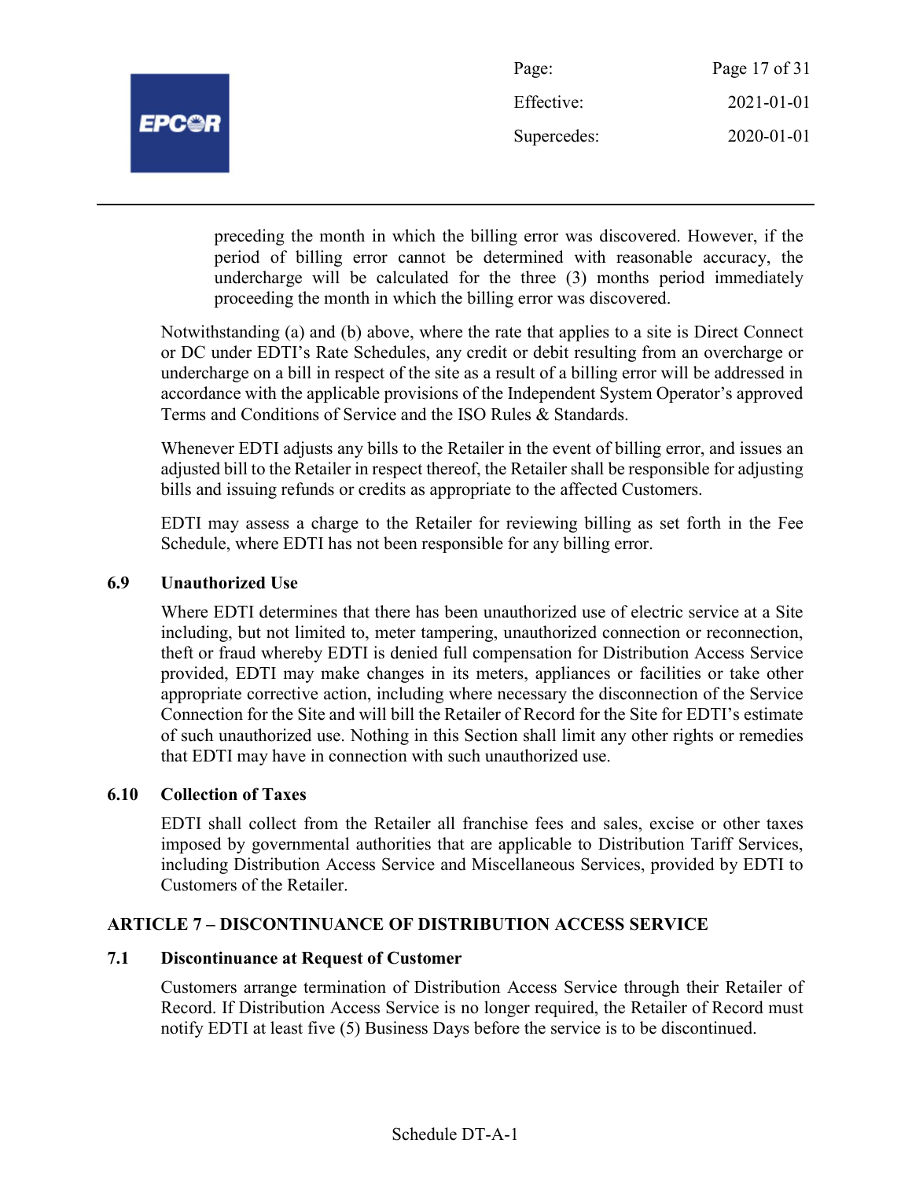preceding the month in which the billing error was discovered. However, if the period of billing error cannot be determined with reasonable accuracy, the undercharge will be calculated for the three (3) months period immediately proceeding the month in which the billing error was discovered.

Notwithstanding (a) and (b) above, where the rate that applies to a site is Direct Connect or DC under EDTI's Rate Schedules, any credit or debit resulting from an overcharge or undercharge on a bill in respect of the site as a result of a billing error will be addressed in accordance with the applicable provisions of the Independent System Operator's approved Terms and Conditions of Service and the ISO Rules & Standards.

Whenever EDTI adjusts any bills to the Retailer in the event of billing error, and issues an adjusted bill to the Retailer in respect thereof, the Retailer shall be responsible for adjusting bills and issuing refunds or credits as appropriate to the affected Customers.

EDTI may assess a charge to the Retailer for reviewing billing as set forth in the Fee Schedule, where EDTI has not been responsible for any billing error.

### 6.9 Unauthorized Use

Where EDTI determines that there has been unauthorized use of electric service at a Site including, but not limited to, meter tampering, unauthorized connection or reconnection, theft or fraud whereby EDTI is denied full compensation for Distribution Access Service provided, EDTI may make changes in its meters, appliances or facilities or take other appropriate corrective action, including where necessary the disconnection of the Service Connection for the Site and will bill the Retailer of Record for the Site for EDTI's estimate of such unauthorized use. Nothing in this Section shall limit any other rights or remedies that EDTI may have in connection with such unauthorized use.

### 6.10 Collection of Taxes

EDTI shall collect from the Retailer all franchise fees and sales, excise or other taxes imposed by governmental authorities that are applicable to Distribution Tariff Services, including Distribution Access Service and Miscellaneous Services, provided by EDTI to Customers of the Retailer.

## ARTICLE 7 – DISCONTINUANCE OF DISTRIBUTION ACCESS SERVICE

### 7.1 Discontinuance at Request of Customer

Customers arrange termination of Distribution Access Service through their Retailer of Record. If Distribution Access Service is no longer required, the Retailer of Record must notify EDTI at least five (5) Business Days before the service is to be discontinued.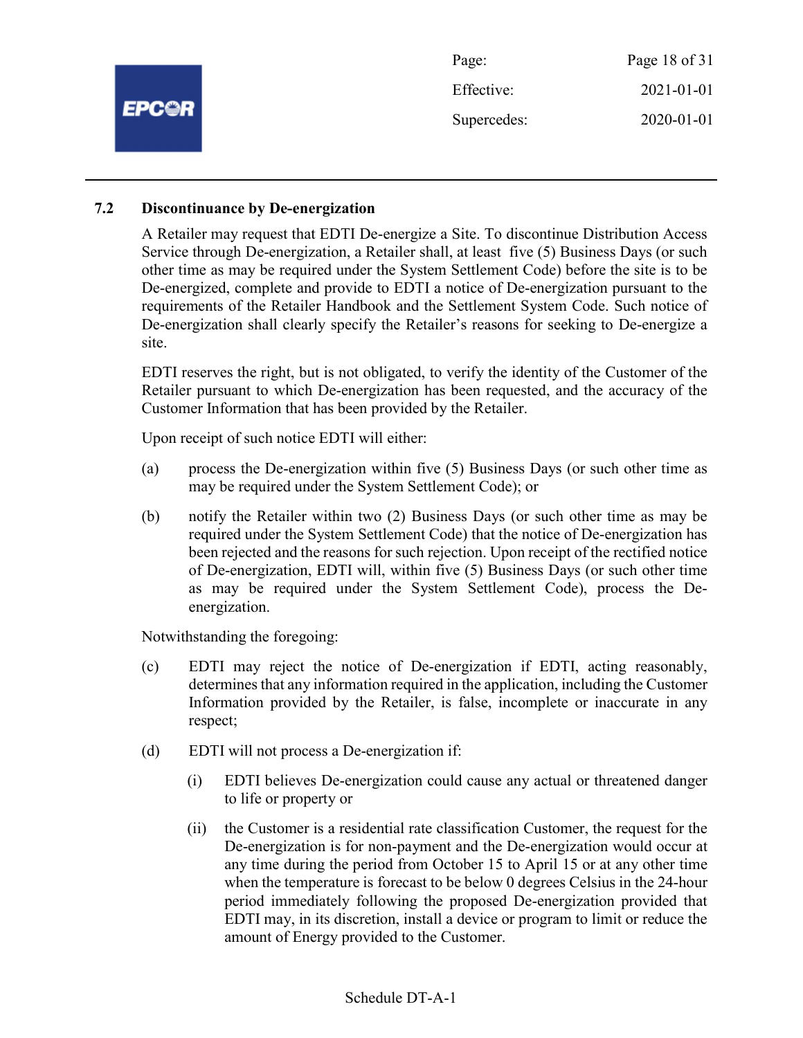### 7.2 Discontinuance by De-energization

A Retailer may request that EDTI De-energize a Site. To discontinue Distribution Access Service through De-energization, a Retailer shall, at least five (5) Business Days (or such other time as may be required under the System Settlement Code) before the site is to be De-energized, complete and provide to EDTI a notice of De-energization pursuant to the requirements of the Retailer Handbook and the Settlement System Code. Such notice of De-energization shall clearly specify the Retailer's reasons for seeking to De-energize a site.

EDTI reserves the right, but is not obligated, to verify the identity of the Customer of the Retailer pursuant to which De-energization has been requested, and the accuracy of the Customer Information that has been provided by the Retailer.

Upon receipt of such notice EDTI will either:

(a) process the De-energization within five (5) Business Days (or such other time as may be required under the System Settlement Code); or

(b) notify the Retailer within two (2) Business Days (or such other time as may be required under the System Settlement Code) that the notice of De-energization has been rejected and the reasons for such rejection. Upon receipt of the rectified notice of De-energization, EDTI will, within five (5) Business Days (or such other time as may be required under the System Settlement Code), process the De-energization.

Notwithstanding the foregoing:

(c) EDTI may reject the notice of De-energization if EDTI, acting reasonably, determines that any information required in the application, including the Customer Information provided by the Retailer, is false, incomplete or inaccurate in any respect;

(d) EDTI will not process a De-energization if:

  (i) EDTI believes De-energization could cause any actual or threatened danger to life or property or

  (ii) the Customer is a residential rate classification Customer, the request for the De-energization is for non-payment and the De-energization would occur at any time during the period from October 15 to April 15 or at any other time when the temperature is forecast to be below 0 degrees Celsius in the 24-hour period immediately following the proposed De-energization provided that EDTI may, in its discretion, install a device or program to limit or reduce the amount of Energy provided to the Customer.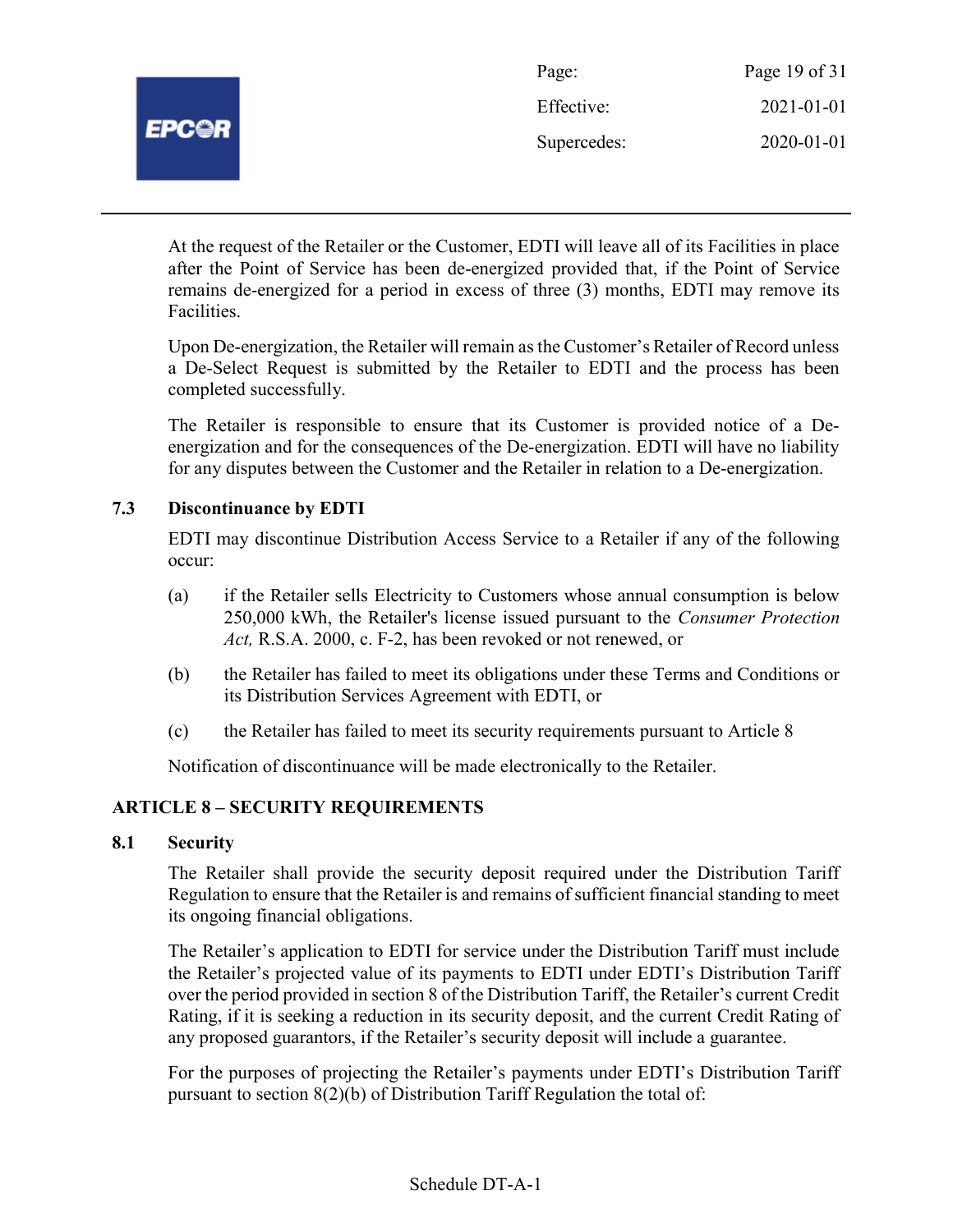At the request of the Retailer or the Customer, EDTI will leave all of its Facilities in place after the Point of Service has been de-energized provided that, if the Point of Service remains de-energized for a period in excess of three (3) months, EDTI may remove its Facilities.

Upon De-energization, the Retailer will remain as the Customer's Retailer of Record unless a De-Select Request is submitted by the Retailer to EDTI and the process has been completed successfully.

The Retailer is responsible to ensure that its Customer is provided notice of a De-energization and for the consequences of the De-energization. EDTI will have no liability for any disputes between the Customer and the Retailer in relation to a De-energization.

### 7.3 Discontinuance by EDTI

EDTI may discontinue Distribution Access Service to a Retailer if any of the following occur:

(a) if the Retailer sells Electricity to Customers whose annual consumption is below 250,000 kWh, the Retailer's license issued pursuant to the *Consumer Protection Act,* R.S.A. 2000, c. F-2, has been revoked or not renewed, or

(b) the Retailer has failed to meet its obligations under these Terms and Conditions or its Distribution Services Agreement with EDTI, or

(c) the Retailer has failed to meet its security requirements pursuant to Article 8

Notification of discontinuance will be made electronically to the Retailer.

## ARTICLE 8 – SECURITY REQUIREMENTS

### 8.1 Security

The Retailer shall provide the security deposit required under the Distribution Tariff Regulation to ensure that the Retailer is and remains of sufficient financial standing to meet its ongoing financial obligations.

The Retailer's application to EDTI for service under the Distribution Tariff must include the Retailer's projected value of its payments to EDTI under EDTI's Distribution Tariff over the period provided in section 8 of the Distribution Tariff, the Retailer's current Credit Rating, if it is seeking a reduction in its security deposit, and the current Credit Rating of any proposed guarantors, if the Retailer's security deposit will include a guarantee.

For the purposes of projecting the Retailer's payments under EDTI's Distribution Tariff pursuant to section 8(2)(b) of Distribution Tariff Regulation the total of:

Schedule DT-A-1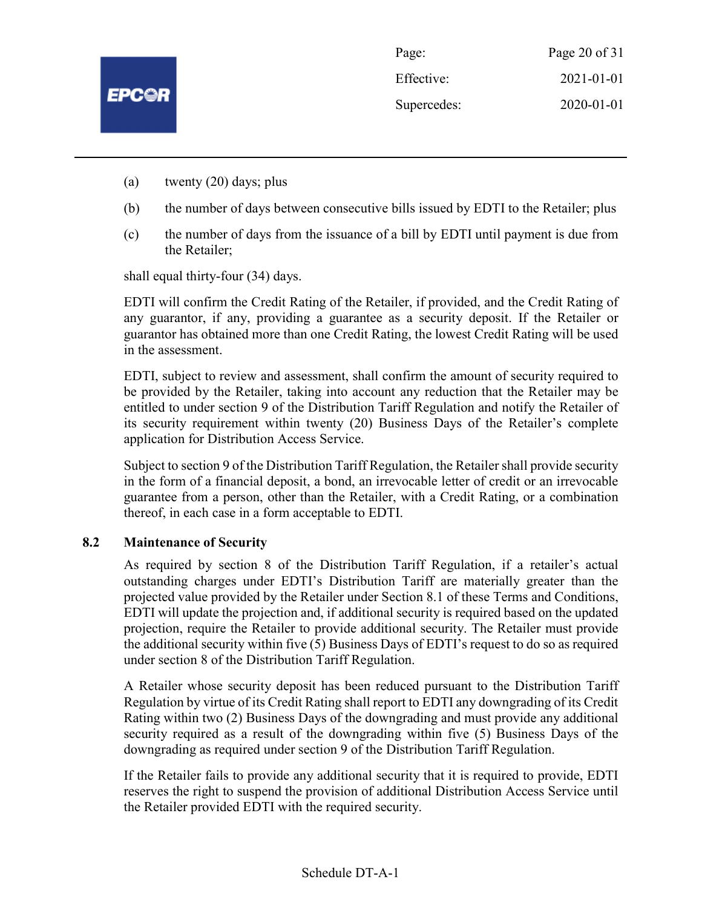(a) twenty (20) days; plus

(b) the number of days between consecutive bills issued by EDTI to the Retailer; plus

(c) the number of days from the issuance of a bill by EDTI until payment is due from the Retailer;

shall equal thirty-four (34) days.

EDTI will confirm the Credit Rating of the Retailer, if provided, and the Credit Rating of any guarantor, if any, providing a guarantee as a security deposit. If the Retailer or guarantor has obtained more than one Credit Rating, the lowest Credit Rating will be used in the assessment.

EDTI, subject to review and assessment, shall confirm the amount of security required to be provided by the Retailer, taking into account any reduction that the Retailer may be entitled to under section 9 of the Distribution Tariff Regulation and notify the Retailer of its security requirement within twenty (20) Business Days of the Retailer's complete application for Distribution Access Service.

Subject to section 9 of the Distribution Tariff Regulation, the Retailer shall provide security in the form of a financial deposit, a bond, an irrevocable letter of credit or an irrevocable guarantee from a person, other than the Retailer, with a Credit Rating, or a combination thereof, in each case in a form acceptable to EDTI.

### 8.2 Maintenance of Security

As required by section 8 of the Distribution Tariff Regulation, if a retailer's actual outstanding charges under EDTI's Distribution Tariff are materially greater than the projected value provided by the Retailer under Section 8.1 of these Terms and Conditions, EDTI will update the projection and, if additional security is required based on the updated projection, require the Retailer to provide additional security. The Retailer must provide the additional security within five (5) Business Days of EDTI's request to do so as required under section 8 of the Distribution Tariff Regulation.

A Retailer whose security deposit has been reduced pursuant to the Distribution Tariff Regulation by virtue of its Credit Rating shall report to EDTI any downgrading of its Credit Rating within two (2) Business Days of the downgrading and must provide any additional security required as a result of the downgrading within five (5) Business Days of the downgrading as required under section 9 of the Distribution Tariff Regulation.

If the Retailer fails to provide any additional security that it is required to provide, EDTI reserves the right to suspend the provision of additional Distribution Access Service until the Retailer provided EDTI with the required security.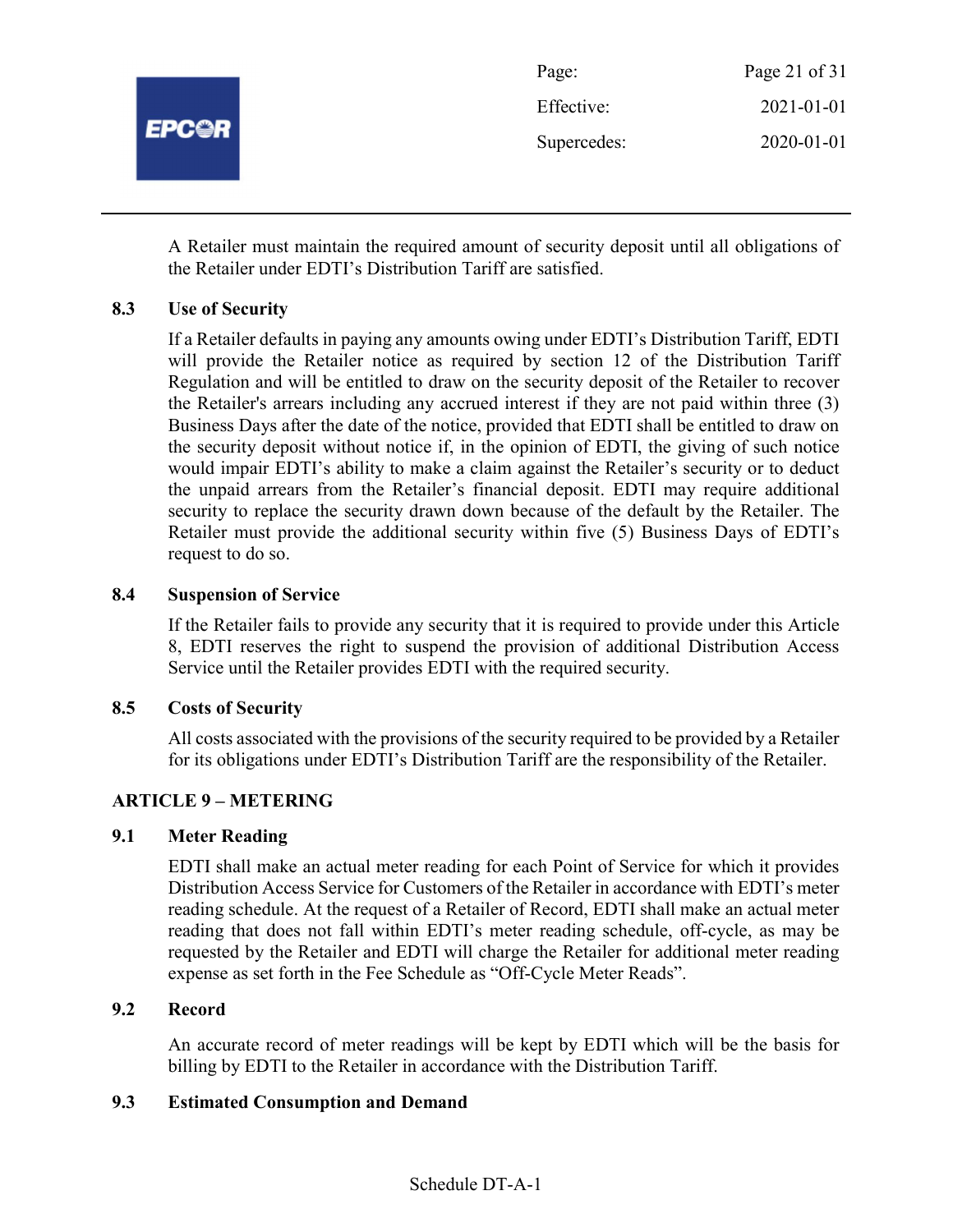A Retailer must maintain the required amount of security deposit until all obligations of the Retailer under EDTI's Distribution Tariff are satisfied.

### 8.3 Use of Security

If a Retailer defaults in paying any amounts owing under EDTI's Distribution Tariff, EDTI will provide the Retailer notice as required by section 12 of the Distribution Tariff Regulation and will be entitled to draw on the security deposit of the Retailer to recover the Retailer's arrears including any accrued interest if they are not paid within three (3) Business Days after the date of the notice, provided that EDTI shall be entitled to draw on the security deposit without notice if, in the opinion of EDTI, the giving of such notice would impair EDTI's ability to make a claim against the Retailer's security or to deduct the unpaid arrears from the Retailer's financial deposit. EDTI may require additional security to replace the security drawn down because of the default by the Retailer. The Retailer must provide the additional security within five (5) Business Days of EDTI's request to do so.

### 8.4 Suspension of Service

If the Retailer fails to provide any security that it is required to provide under this Article 8, EDTI reserves the right to suspend the provision of additional Distribution Access Service until the Retailer provides EDTI with the required security.

### 8.5 Costs of Security

All costs associated with the provisions of the security required to be provided by a Retailer for its obligations under EDTI's Distribution Tariff are the responsibility of the Retailer.

## ARTICLE 9 – METERING

### 9.1 Meter Reading

EDTI shall make an actual meter reading for each Point of Service for which it provides Distribution Access Service for Customers of the Retailer in accordance with EDTI's meter reading schedule. At the request of a Retailer of Record, EDTI shall make an actual meter reading that does not fall within EDTI's meter reading schedule, off-cycle, as may be requested by the Retailer and EDTI will charge the Retailer for additional meter reading expense as set forth in the Fee Schedule as "Off-Cycle Meter Reads".

### 9.2 Record

An accurate record of meter readings will be kept by EDTI which will be the basis for billing by EDTI to the Retailer in accordance with the Distribution Tariff.

### 9.3 Estimated Consumption and Demand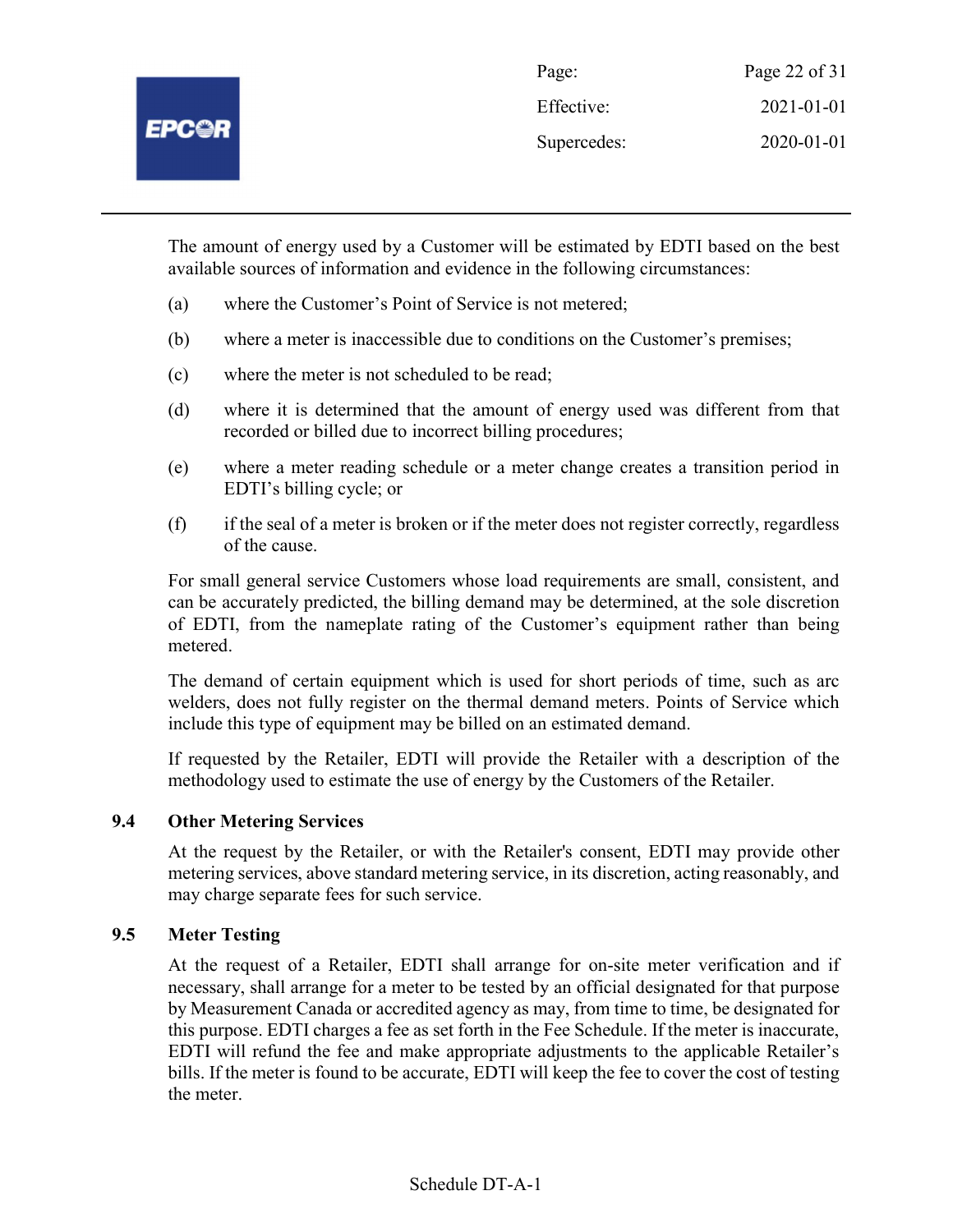The amount of energy used by a Customer will be estimated by EDTI based on the best available sources of information and evidence in the following circumstances:

(a) where the Customer's Point of Service is not metered;

(b) where a meter is inaccessible due to conditions on the Customer's premises;

(c) where the meter is not scheduled to be read;

(d) where it is determined that the amount of energy used was different from that recorded or billed due to incorrect billing procedures;

(e) where a meter reading schedule or a meter change creates a transition period in EDTI's billing cycle; or

(f) if the seal of a meter is broken or if the meter does not register correctly, regardless of the cause.

For small general service Customers whose load requirements are small, consistent, and can be accurately predicted, the billing demand may be determined, at the sole discretion of EDTI, from the nameplate rating of the Customer's equipment rather than being metered.

The demand of certain equipment which is used for short periods of time, such as arc welders, does not fully register on the thermal demand meters. Points of Service which include this type of equipment may be billed on an estimated demand.

If requested by the Retailer, EDTI will provide the Retailer with a description of the methodology used to estimate the use of energy by the Customers of the Retailer.

### 9.4 Other Metering Services

At the request by the Retailer, or with the Retailer's consent, EDTI may provide other metering services, above standard metering service, in its discretion, acting reasonably, and may charge separate fees for such service.

### 9.5 Meter Testing

At the request of a Retailer, EDTI shall arrange for on-site meter verification and if necessary, shall arrange for a meter to be tested by an official designated for that purpose by Measurement Canada or accredited agency as may, from time to time, be designated for this purpose. EDTI charges a fee as set forth in the Fee Schedule. If the meter is inaccurate, EDTI will refund the fee and make appropriate adjustments to the applicable Retailer's bills. If the meter is found to be accurate, EDTI will keep the fee to cover the cost of testing the meter.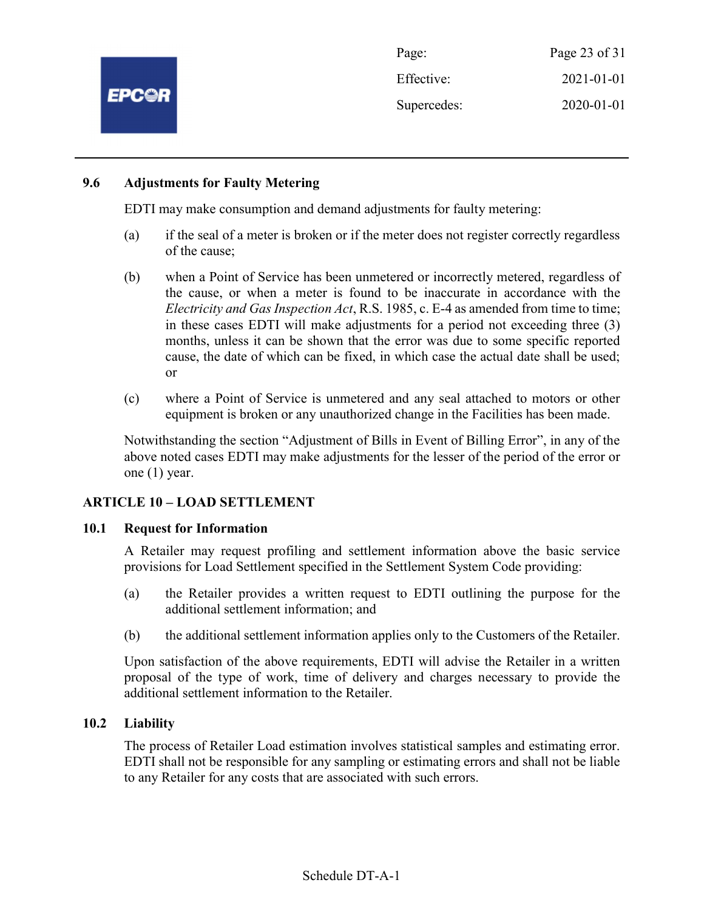### 9.6 Adjustments for Faulty Metering

EDTI may make consumption and demand adjustments for faulty metering:

(a) if the seal of a meter is broken or if the meter does not register correctly regardless of the cause;

(b) when a Point of Service has been unmetered or incorrectly metered, regardless of the cause, or when a meter is found to be inaccurate in accordance with the *Electricity and Gas Inspection Act*, R.S. 1985, c. E-4 as amended from time to time; in these cases EDTI will make adjustments for a period not exceeding three (3) months, unless it can be shown that the error was due to some specific reported cause, the date of which can be fixed, in which case the actual date shall be used; or

(c) where a Point of Service is unmetered and any seal attached to motors or other equipment is broken or any unauthorized change in the Facilities has been made.

Notwithstanding the section "Adjustment of Bills in Event of Billing Error", in any of the above noted cases EDTI may make adjustments for the lesser of the period of the error or one (1) year.

## ARTICLE 10 – LOAD SETTLEMENT

### 10.1 Request for Information

A Retailer may request profiling and settlement information above the basic service provisions for Load Settlement specified in the Settlement System Code providing:

(a) the Retailer provides a written request to EDTI outlining the purpose for the additional settlement information; and

(b) the additional settlement information applies only to the Customers of the Retailer.

Upon satisfaction of the above requirements, EDTI will advise the Retailer in a written proposal of the type of work, time of delivery and charges necessary to provide the additional settlement information to the Retailer.

### 10.2 Liability

The process of Retailer Load estimation involves statistical samples and estimating error. EDTI shall not be responsible for any sampling or estimating errors and shall not be liable to any Retailer for any costs that are associated with such errors.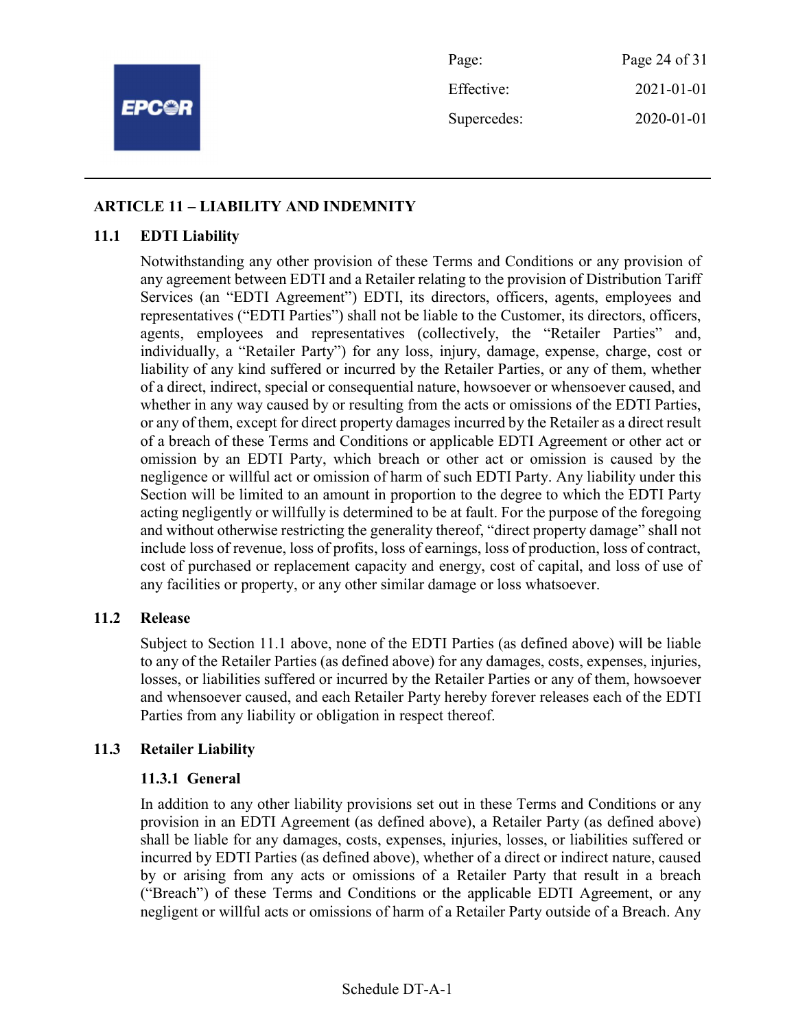## ARTICLE 11 – LIABILITY AND INDEMNITY

### 11.1 EDTI Liability

Notwithstanding any other provision of these Terms and Conditions or any provision of any agreement between EDTI and a Retailer relating to the provision of Distribution Tariff Services (an "EDTI Agreement") EDTI, its directors, officers, agents, employees and representatives ("EDTI Parties") shall not be liable to the Customer, its directors, officers, agents, employees and representatives (collectively, the "Retailer Parties" and, individually, a "Retailer Party") for any loss, injury, damage, expense, charge, cost or liability of any kind suffered or incurred by the Retailer Parties, or any of them, whether of a direct, indirect, special or consequential nature, howsoever or whensoever caused, and whether in any way caused by or resulting from the acts or omissions of the EDTI Parties, or any of them, except for direct property damages incurred by the Retailer as a direct result of a breach of these Terms and Conditions or applicable EDTI Agreement or other act or omission by an EDTI Party, which breach or other act or omission is caused by the negligence or willful act or omission of harm of such EDTI Party. Any liability under this Section will be limited to an amount in proportion to the degree to which the EDTI Party acting negligently or willfully is determined to be at fault. For the purpose of the foregoing and without otherwise restricting the generality thereof, "direct property damage" shall not include loss of revenue, loss of profits, loss of earnings, loss of production, loss of contract, cost of purchased or replacement capacity and energy, cost of capital, and loss of use of any facilities or property, or any other similar damage or loss whatsoever.

### 11.2 Release

Subject to Section 11.1 above, none of the EDTI Parties (as defined above) will be liable to any of the Retailer Parties (as defined above) for any damages, costs, expenses, injuries, losses, or liabilities suffered or incurred by the Retailer Parties or any of them, howsoever and whensoever caused, and each Retailer Party hereby forever releases each of the EDTI Parties from any liability or obligation in respect thereof.

### 11.3 Retailer Liability

#### 11.3.1 General

In addition to any other liability provisions set out in these Terms and Conditions or any provision in an EDTI Agreement (as defined above), a Retailer Party (as defined above) shall be liable for any damages, costs, expenses, injuries, losses, or liabilities suffered or incurred by EDTI Parties (as defined above), whether of a direct or indirect nature, caused by or arising from any acts or omissions of a Retailer Party that result in a breach ("Breach") of these Terms and Conditions or the applicable EDTI Agreement, or any negligent or willful acts or omissions of harm of a Retailer Party outside of a Breach. Any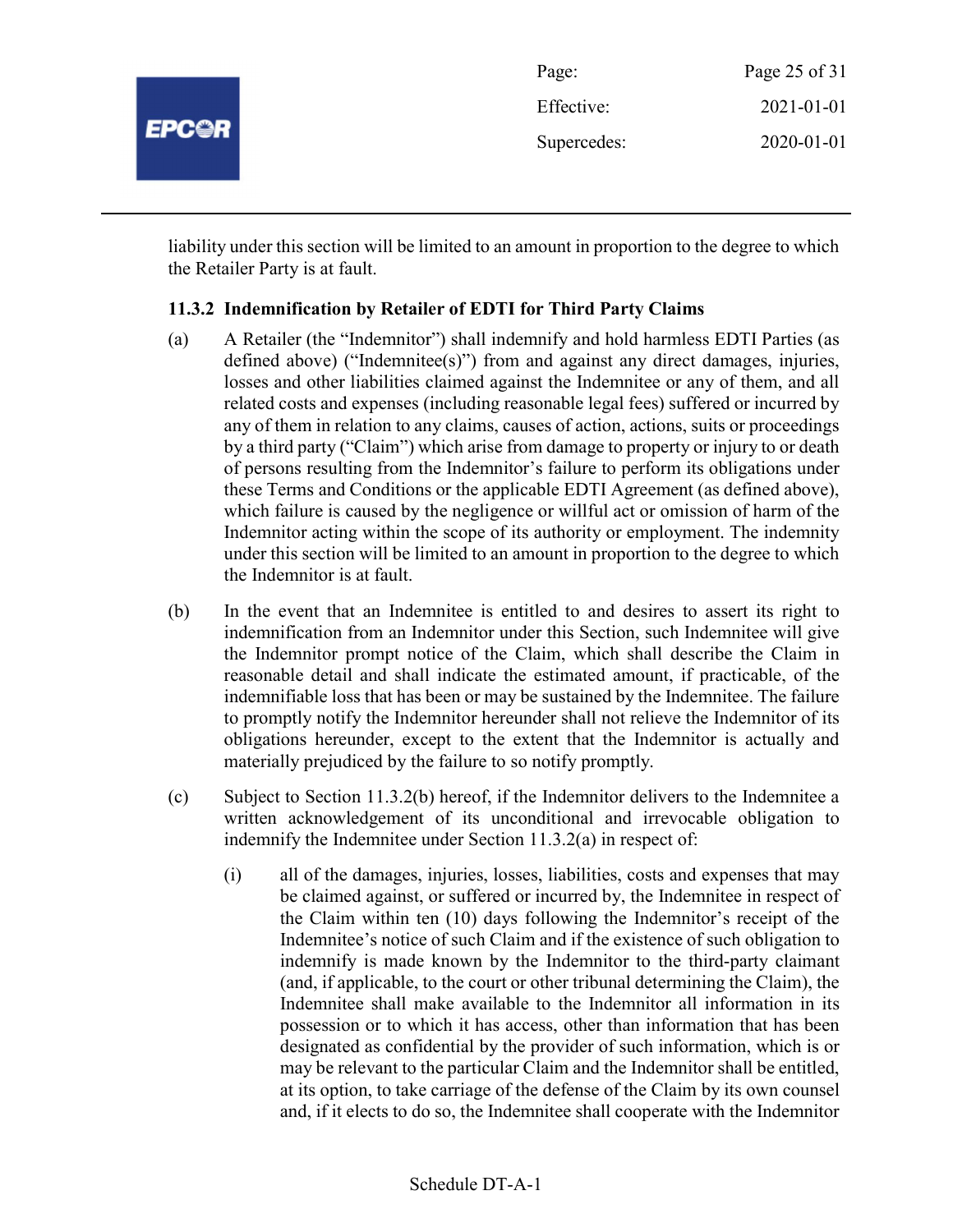liability under this section will be limited to an amount in proportion to the degree to which the Retailer Party is at fault.

### 11.3.2 Indemnification by Retailer of EDTI for Third Party Claims

(a) A Retailer (the "Indemnitor") shall indemnify and hold harmless EDTI Parties (as defined above) ("Indemnitee(s)") from and against any direct damages, injuries, losses and other liabilities claimed against the Indemnitee or any of them, and all related costs and expenses (including reasonable legal fees) suffered or incurred by any of them in relation to any claims, causes of action, actions, suits or proceedings by a third party ("Claim") which arise from damage to property or injury to or death of persons resulting from the Indemnitor's failure to perform its obligations under these Terms and Conditions or the applicable EDTI Agreement (as defined above), which failure is caused by the negligence or willful act or omission of harm of the Indemnitor acting within the scope of its authority or employment. The indemnity under this section will be limited to an amount in proportion to the degree to which the Indemnitor is at fault.

(b) In the event that an Indemnitee is entitled to and desires to assert its right to indemnification from an Indemnitor under this Section, such Indemnitee will give the Indemnitor prompt notice of the Claim, which shall describe the Claim in reasonable detail and shall indicate the estimated amount, if practicable, of the indemnifiable loss that has been or may be sustained by the Indemnitee. The failure to promptly notify the Indemnitor hereunder shall not relieve the Indemnitor of its obligations hereunder, except to the extent that the Indemnitor is actually and materially prejudiced by the failure to so notify promptly.

(c) Subject to Section 11.3.2(b) hereof, if the Indemnitor delivers to the Indemnitee a written acknowledgement of its unconditional and irrevocable obligation to indemnify the Indemnitee under Section 11.3.2(a) in respect of:

  (i) all of the damages, injuries, losses, liabilities, costs and expenses that may be claimed against, or suffered or incurred by, the Indemnitee in respect of the Claim within ten (10) days following the Indemnitor's receipt of the Indemnitee's notice of such Claim and if the existence of such obligation to indemnify is made known by the Indemnitor to the third-party claimant (and, if applicable, to the court or other tribunal determining the Claim), the Indemnitee shall make available to the Indemnitor all information in its possession or to which it has access, other than information that has been designated as confidential by the provider of such information, which is or may be relevant to the particular Claim and the Indemnitor shall be entitled, at its option, to take carriage of the defense of the Claim by its own counsel and, if it elects to do so, the Indemnitee shall cooperate with the Indemnitor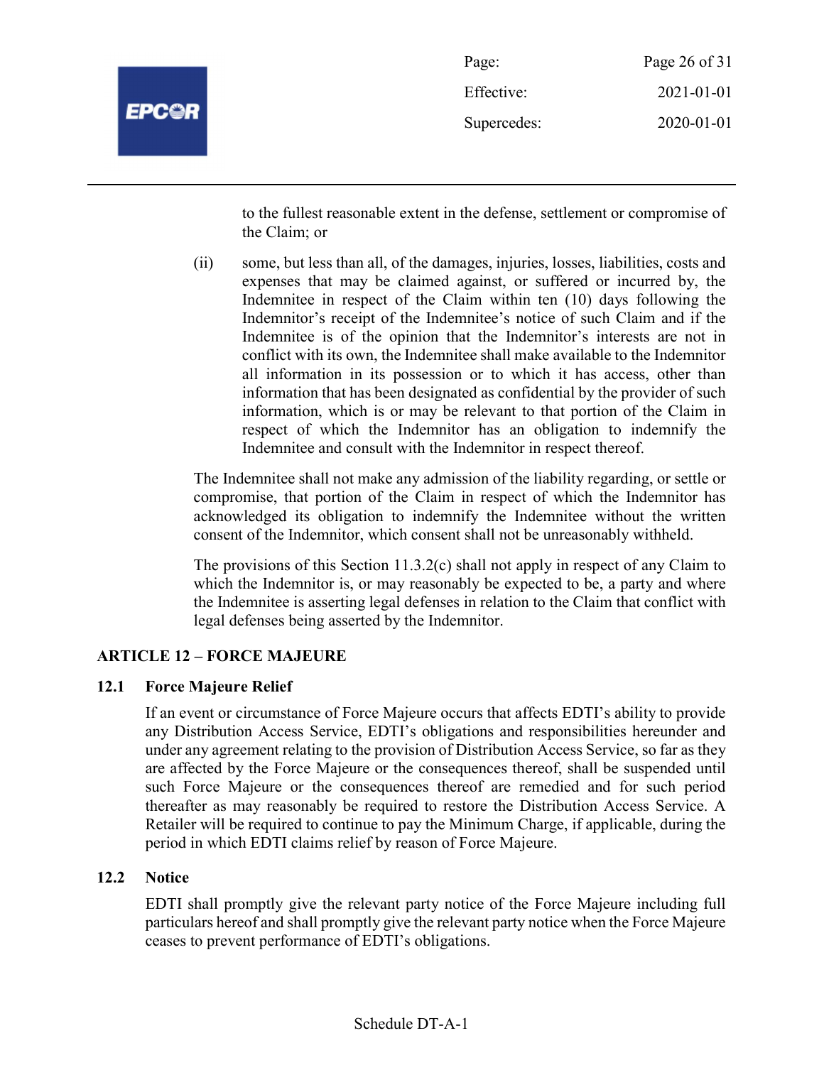to the fullest reasonable extent in the defense, settlement or compromise of the Claim; or

(ii) some, but less than all, of the damages, injuries, losses, liabilities, costs and expenses that may be claimed against, or suffered or incurred by, the Indemnitee in respect of the Claim within ten (10) days following the Indemnitor's receipt of the Indemnitee's notice of such Claim and if the Indemnitee is of the opinion that the Indemnitor's interests are not in conflict with its own, the Indemnitee shall make available to the Indemnitor all information in its possession or to which it has access, other than information that has been designated as confidential by the provider of such information, which is or may be relevant to that portion of the Claim in respect of which the Indemnitor has an obligation to indemnify the Indemnitee and consult with the Indemnitor in respect thereof.

The Indemnitee shall not make any admission of the liability regarding, or settle or compromise, that portion of the Claim in respect of which the Indemnitor has acknowledged its obligation to indemnify the Indemnitee without the written consent of the Indemnitor, which consent shall not be unreasonably withheld.

The provisions of this Section 11.3.2(c) shall not apply in respect of any Claim to which the Indemnitor is, or may reasonably be expected to be, a party and where the Indemnitee is asserting legal defenses in relation to the Claim that conflict with legal defenses being asserted by the Indemnitor.

## ARTICLE 12 – FORCE MAJEURE

### 12.1 Force Majeure Relief

If an event or circumstance of Force Majeure occurs that affects EDTI's ability to provide any Distribution Access Service, EDTI's obligations and responsibilities hereunder and under any agreement relating to the provision of Distribution Access Service, so far as they are affected by the Force Majeure or the consequences thereof, shall be suspended until such Force Majeure or the consequences thereof are remedied and for such period thereafter as may reasonably be required to restore the Distribution Access Service. A Retailer will be required to continue to pay the Minimum Charge, if applicable, during the period in which EDTI claims relief by reason of Force Majeure.

### 12.2 Notice

EDTI shall promptly give the relevant party notice of the Force Majeure including full particulars hereof and shall promptly give the relevant party notice when the Force Majeure ceases to prevent performance of EDTI's obligations.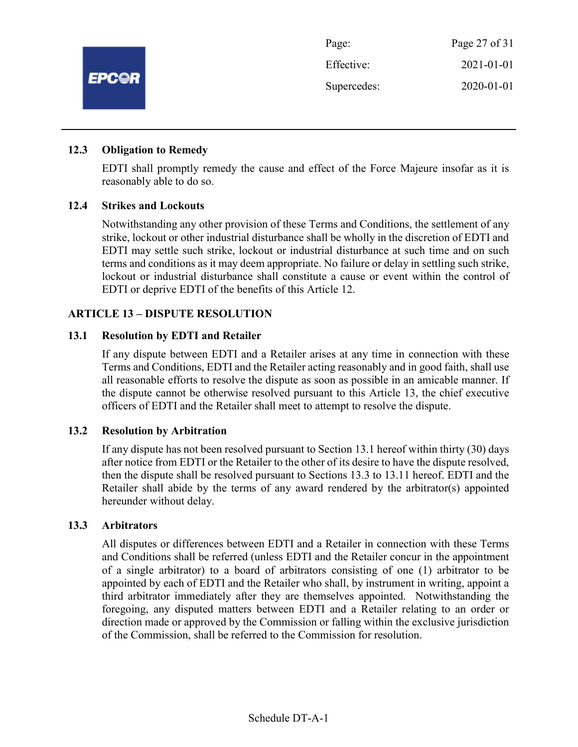### 12.3 Obligation to Remedy

EDTI shall promptly remedy the cause and effect of the Force Majeure insofar as it is reasonably able to do so.

### 12.4 Strikes and Lockouts

Notwithstanding any other provision of these Terms and Conditions, the settlement of any strike, lockout or other industrial disturbance shall be wholly in the discretion of EDTI and EDTI may settle such strike, lockout or industrial disturbance at such time and on such terms and conditions as it may deem appropriate. No failure or delay in settling such strike, lockout or industrial disturbance shall constitute a cause or event within the control of EDTI or deprive EDTI of the benefits of this Article 12.

## ARTICLE 13 – DISPUTE RESOLUTION

### 13.1 Resolution by EDTI and Retailer

If any dispute between EDTI and a Retailer arises at any time in connection with these Terms and Conditions, EDTI and the Retailer acting reasonably and in good faith, shall use all reasonable efforts to resolve the dispute as soon as possible in an amicable manner. If the dispute cannot be otherwise resolved pursuant to this Article 13, the chief executive officers of EDTI and the Retailer shall meet to attempt to resolve the dispute.

### 13.2 Resolution by Arbitration

If any dispute has not been resolved pursuant to Section 13.1 hereof within thirty (30) days after notice from EDTI or the Retailer to the other of its desire to have the dispute resolved, then the dispute shall be resolved pursuant to Sections 13.3 to 13.11 hereof. EDTI and the Retailer shall abide by the terms of any award rendered by the arbitrator(s) appointed hereunder without delay.

### 13.3 Arbitrators

All disputes or differences between EDTI and a Retailer in connection with these Terms and Conditions shall be referred (unless EDTI and the Retailer concur in the appointment of a single arbitrator) to a board of arbitrators consisting of one (1) arbitrator to be appointed by each of EDTI and the Retailer who shall, by instrument in writing, appoint a third arbitrator immediately after they are themselves appointed. Notwithstanding the foregoing, any disputed matters between EDTI and a Retailer relating to an order or direction made or approved by the Commission or falling within the exclusive jurisdiction of the Commission, shall be referred to the Commission for resolution.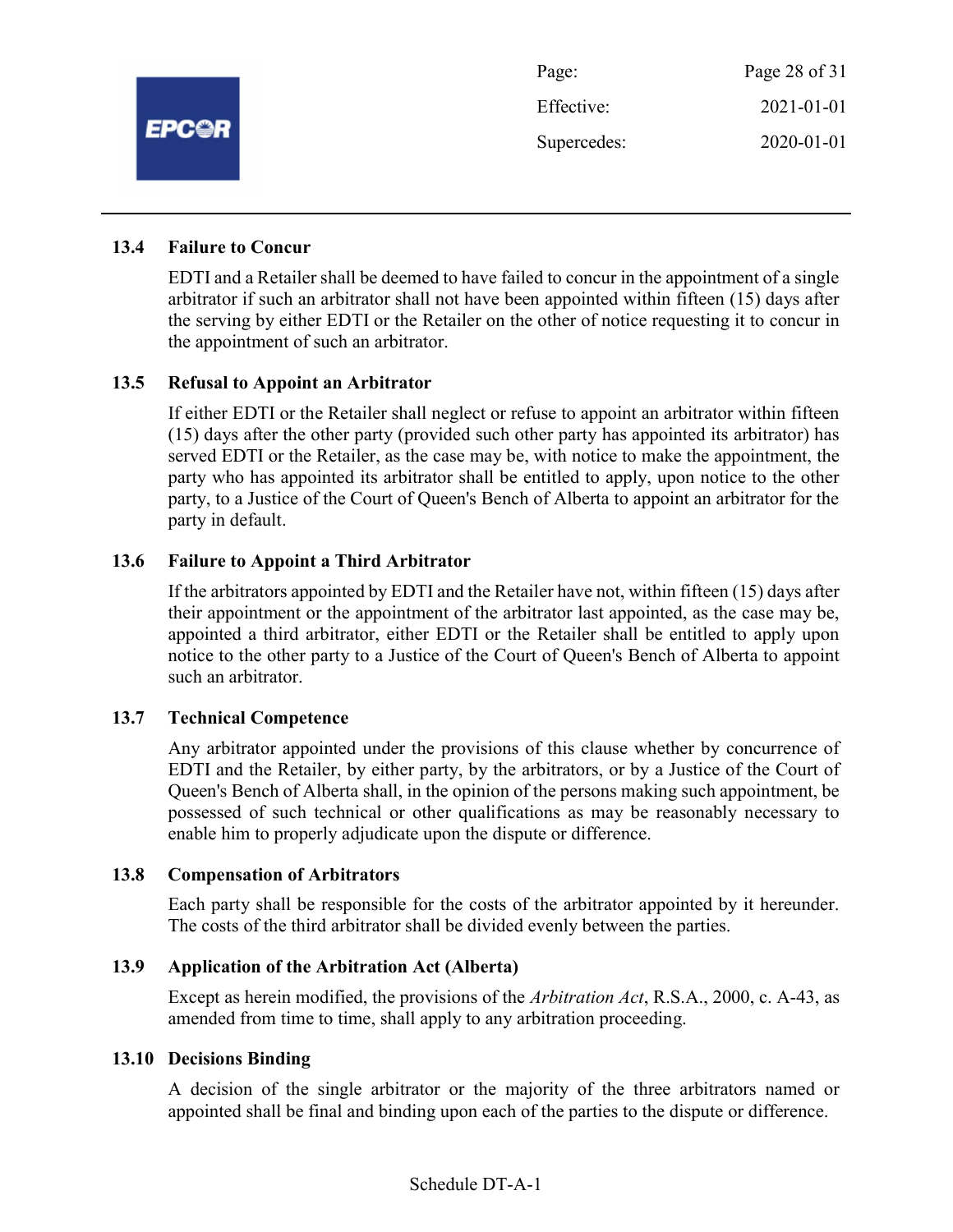### 13.4 Failure to Concur

EDTI and a Retailer shall be deemed to have failed to concur in the appointment of a single arbitrator if such an arbitrator shall not have been appointed within fifteen (15) days after the serving by either EDTI or the Retailer on the other of notice requesting it to concur in the appointment of such an arbitrator.

### 13.5 Refusal to Appoint an Arbitrator

If either EDTI or the Retailer shall neglect or refuse to appoint an arbitrator within fifteen (15) days after the other party (provided such other party has appointed its arbitrator) has served EDTI or the Retailer, as the case may be, with notice to make the appointment, the party who has appointed its arbitrator shall be entitled to apply, upon notice to the other party, to a Justice of the Court of Queen's Bench of Alberta to appoint an arbitrator for the party in default.

### 13.6 Failure to Appoint a Third Arbitrator

If the arbitrators appointed by EDTI and the Retailer have not, within fifteen (15) days after their appointment or the appointment of the arbitrator last appointed, as the case may be, appointed a third arbitrator, either EDTI or the Retailer shall be entitled to apply upon notice to the other party to a Justice of the Court of Queen's Bench of Alberta to appoint such an arbitrator.

### 13.7 Technical Competence

Any arbitrator appointed under the provisions of this clause whether by concurrence of EDTI and the Retailer, by either party, by the arbitrators, or by a Justice of the Court of Queen's Bench of Alberta shall, in the opinion of the persons making such appointment, be possessed of such technical or other qualifications as may be reasonably necessary to enable him to properly adjudicate upon the dispute or difference.

### 13.8 Compensation of Arbitrators

Each party shall be responsible for the costs of the arbitrator appointed by it hereunder. The costs of the third arbitrator shall be divided evenly between the parties.

### 13.9 Application of the Arbitration Act (Alberta)

Except as herein modified, the provisions of the *Arbitration Act*, R.S.A., 2000, c. A-43, as amended from time to time, shall apply to any arbitration proceeding.

### 13.10 Decisions Binding

A decision of the single arbitrator or the majority of the three arbitrators named or appointed shall be final and binding upon each of the parties to the dispute or difference.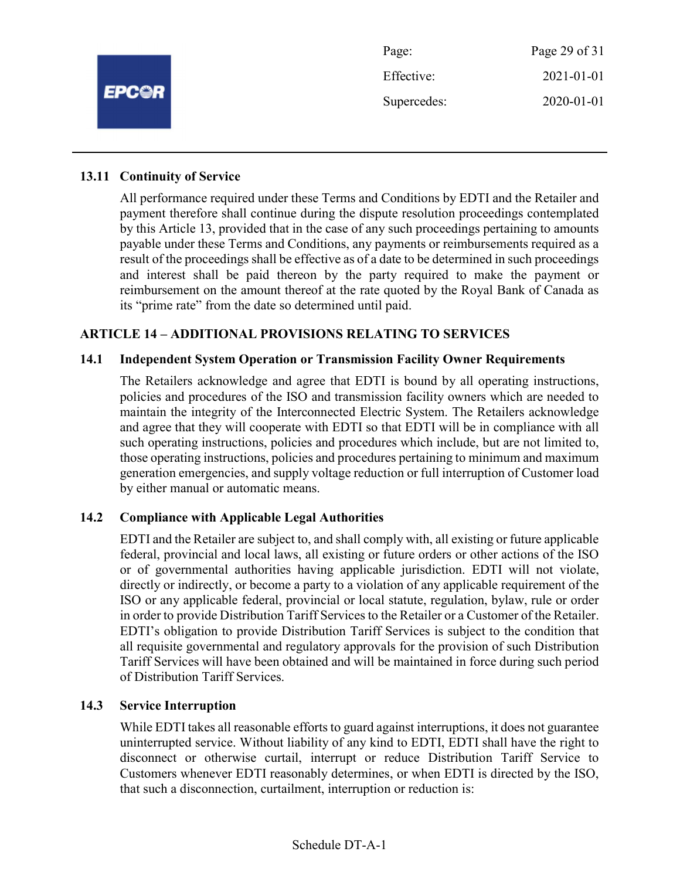### 13.11 Continuity of Service

All performance required under these Terms and Conditions by EDTI and the Retailer and payment therefore shall continue during the dispute resolution proceedings contemplated by this Article 13, provided that in the case of any such proceedings pertaining to amounts payable under these Terms and Conditions, any payments or reimbursements required as a result of the proceedings shall be effective as of a date to be determined in such proceedings and interest shall be paid thereon by the party required to make the payment or reimbursement on the amount thereof at the rate quoted by the Royal Bank of Canada as its "prime rate" from the date so determined until paid.

## ARTICLE 14 – ADDITIONAL PROVISIONS RELATING TO SERVICES

### 14.1 Independent System Operation or Transmission Facility Owner Requirements

The Retailers acknowledge and agree that EDTI is bound by all operating instructions, policies and procedures of the ISO and transmission facility owners which are needed to maintain the integrity of the Interconnected Electric System. The Retailers acknowledge and agree that they will cooperate with EDTI so that EDTI will be in compliance with all such operating instructions, policies and procedures which include, but are not limited to, those operating instructions, policies and procedures pertaining to minimum and maximum generation emergencies, and supply voltage reduction or full interruption of Customer load by either manual or automatic means.

### 14.2 Compliance with Applicable Legal Authorities

EDTI and the Retailer are subject to, and shall comply with, all existing or future applicable federal, provincial and local laws, all existing or future orders or other actions of the ISO or of governmental authorities having applicable jurisdiction. EDTI will not violate, directly or indirectly, or become a party to a violation of any applicable requirement of the ISO or any applicable federal, provincial or local statute, regulation, bylaw, rule or order in order to provide Distribution Tariff Services to the Retailer or a Customer of the Retailer. EDTI's obligation to provide Distribution Tariff Services is subject to the condition that all requisite governmental and regulatory approvals for the provision of such Distribution Tariff Services will have been obtained and will be maintained in force during such period of Distribution Tariff Services.

### 14.3 Service Interruption

While EDTI takes all reasonable efforts to guard against interruptions, it does not guarantee uninterrupted service. Without liability of any kind to EDTI, EDTI shall have the right to disconnect or otherwise curtail, interrupt or reduce Distribution Tariff Service to Customers whenever EDTI reasonably determines, or when EDTI is directed by the ISO, that such a disconnection, curtailment, interruption or reduction is: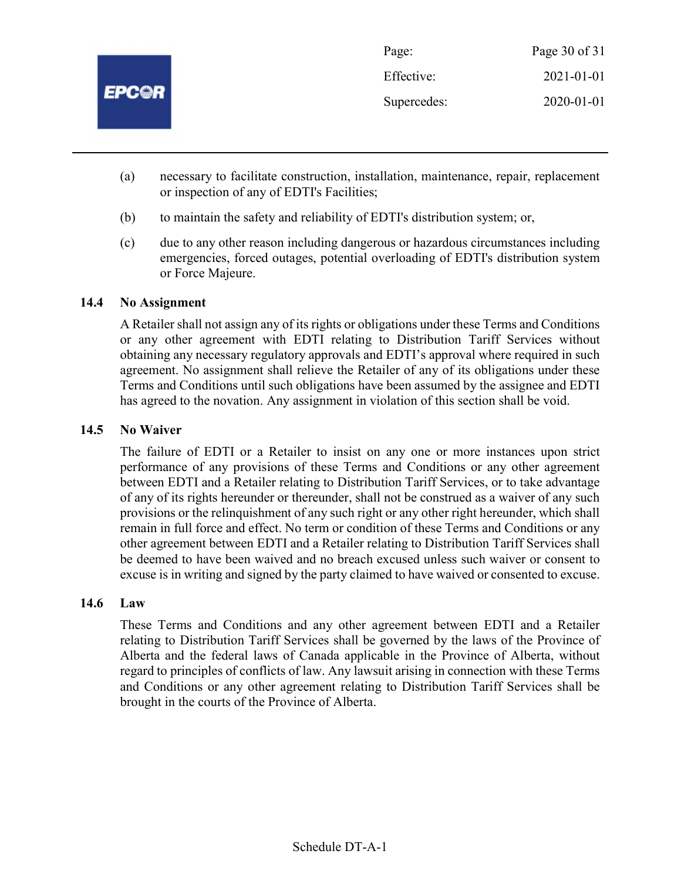(a) necessary to facilitate construction, installation, maintenance, repair, replacement or inspection of any of EDTI's Facilities;

(b) to maintain the safety and reliability of EDTI's distribution system; or,

(c) due to any other reason including dangerous or hazardous circumstances including emergencies, forced outages, potential overloading of EDTI's distribution system or Force Majeure.

### 14.4 No Assignment

A Retailer shall not assign any of its rights or obligations under these Terms and Conditions or any other agreement with EDTI relating to Distribution Tariff Services without obtaining any necessary regulatory approvals and EDTI's approval where required in such agreement. No assignment shall relieve the Retailer of any of its obligations under these Terms and Conditions until such obligations have been assumed by the assignee and EDTI has agreed to the novation. Any assignment in violation of this section shall be void.

### 14.5 No Waiver

The failure of EDTI or a Retailer to insist on any one or more instances upon strict performance of any provisions of these Terms and Conditions or any other agreement between EDTI and a Retailer relating to Distribution Tariff Services, or to take advantage of any of its rights hereunder or thereunder, shall not be construed as a waiver of any such provisions or the relinquishment of any such right or any other right hereunder, which shall remain in full force and effect. No term or condition of these Terms and Conditions or any other agreement between EDTI and a Retailer relating to Distribution Tariff Services shall be deemed to have been waived and no breach excused unless such waiver or consent to excuse is in writing and signed by the party claimed to have waived or consented to excuse.

### 14.6 Law

These Terms and Conditions and any other agreement between EDTI and a Retailer relating to Distribution Tariff Services shall be governed by the laws of the Province of Alberta and the federal laws of Canada applicable in the Province of Alberta, without regard to principles of conflicts of law. Any lawsuit arising in connection with these Terms and Conditions or any other agreement relating to Distribution Tariff Services shall be brought in the courts of the Province of Alberta.